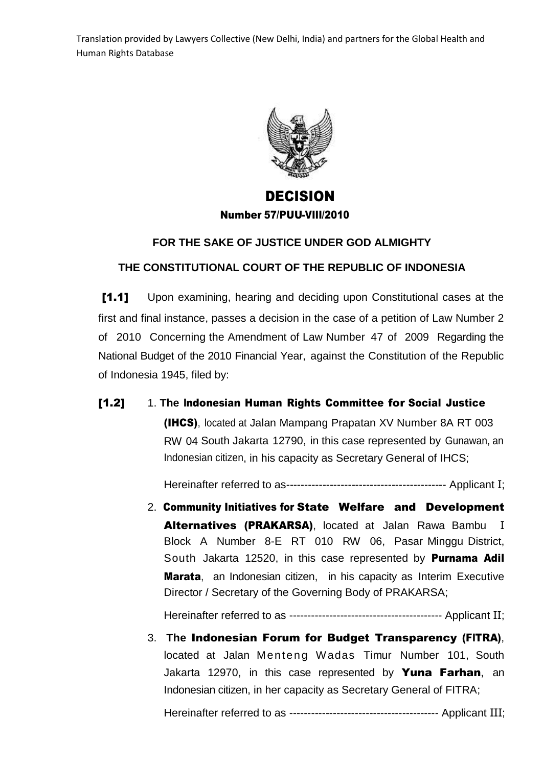Translation provided by Lawyers Collective (New Delhi, India) and partners for the Global Health and Human Rights Database

# DECISION

## Number 57/PUU-VIII/2010

**FOR THE SAKE OF JUSTICE UNDER GOD ALMIGHTY**

**THE CONSTITUTIONAL COURT OF THE REPUBLIC OF INDONESIA**

**[1.1]** Upon examining, hearing and deciding upon Constitutional cases at the first and final instance, passes a decision in the case of a petition of Law Number 2 of 2010 Concerning the Amendment of Law Number 47 of 2009 Regarding the National Budget of the 2010 Financial Year, against the Constitution of the Republic of Indonesia 1945, filed by:

**[1.2]**

1. **The Indonesian Human Rights Committee for Social Justice (IHCS)**, located at Jalan Mampang Prapatan XV Number 8A RT 003 RW 04 South Jakarta 12790, in this case represented by Gunawan, an Indonesian citizen, in his capacity as Secretary General of IHCS;

   Hereinafter referred to as-------------------------------------------- Applicant I;

2. **Community Initiatives for State Welfare and Development Alternatives (PRAKARSA)**, located at Jalan Rawa Bambu I Block A Number 8-E RT 010 RW 06, Pasar Minggu District, South Jakarta 12520, in this case represented by **Purnama Adil Marata**, an Indonesian citizen, in his capacity as Interim Executive Director / Secretary of the Governing Body of PRAKARSA;

   Hereinafter referred to as ------------------------------------------ Applicant II;

3. **The Indonesian Forum for Budget Transparency (FITRA)**, located at Jalan Menteng Wadas Timur Number 101, South Jakarta 12970, in this case represented by **Yuna Farhan**, an Indonesian citizen, in her capacity as Secretary General of FITRA;

   Hereinafter referred to as ----------------------------------------- Applicant III;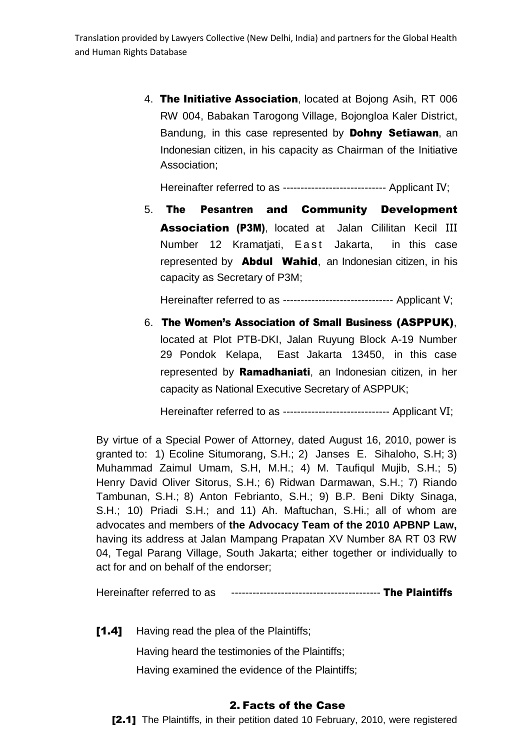4. **The Initiative Association**, located at Bojong Asih, RT 006 RW 004, Babakan Tarogong Village, Bojongloa Kaler District, Bandung, in this case represented by **Dohny Setiawan**, an Indonesian citizen, in his capacity as Chairman of the Initiative Association;

   Hereinafter referred to as ----------------------------- Applicant IV;

5. **The Pesantren and Community Development Association (P3M)**, located at Jalan Cililitan Kecil III Number 12 Kramatjati, East Jakarta, in this case represented by **Abdul Wahid**, an Indonesian citizen, in his capacity as Secretary of P3M;

   Hereinafter referred to as ------------------------------- Applicant V;

6. **The Women's Association of Small Business (ASPPUK)**, located at Plot PTB-DKI, Jalan Ruyung Block A-19 Number 29 Pondok Kelapa, East Jakarta 13450, in this case represented by **Ramadhaniati**, an Indonesian citizen, in her capacity as National Executive Secretary of ASPPUK;

   Hereinafter referred to as ------------------------------ Applicant VI;

By virtue of a Special Power of Attorney, dated August 16, 2010, power is granted to: 1) Ecoline Situmorang, S.H.; 2) Janses E. Sihaloho, S.H; 3) Muhammad Zaimul Umam, S.H, M.H.; 4) M. Taufiqul Mujib, S.H.; 5) Henry David Oliver Sitorus, S.H.; 6) Ridwan Darmawan, S.H.; 7) Riando Tambunan, S.H.; 8) Anton Febrianto, S.H.; 9) B.P. Beni Dikty Sinaga, S.H.; 10) Priadi S.H.; and 11) Ah. Maftuchan, S.Hi.; all of whom are advocates and members of **the Advocacy Team of the 2010 APBNP Law,** having its address at Jalan Mampang Prapatan XV Number 8A RT 03 RW 04, Tegal Parang Village, South Jakarta; either together or individually to act for and on behalf of the endorser;

Hereinafter referred to as ------------------------------------------ **The Plaintiffs**

**[1.4]** Having read the plea of the Plaintiffs;

Having heard the testimonies of the Plaintiffs;

Having examined the evidence of the Plaintiffs;

## 2. Facts of the Case

**[2.1]** The Plaintiffs, in their petition dated 10 February, 2010, were registered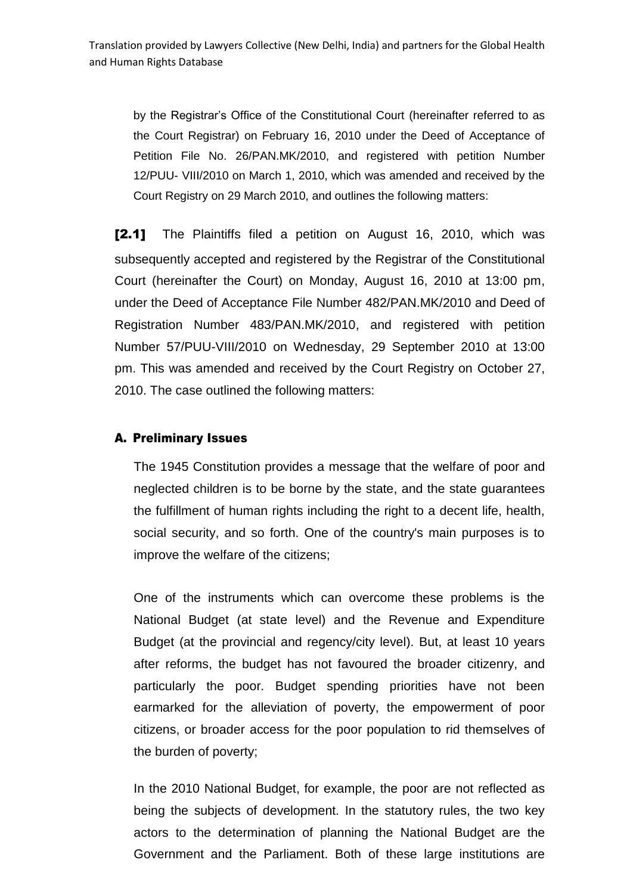by the Registrar's Office of the Constitutional Court (hereinafter referred to as the Court Registrar) on February 16, 2010 under the Deed of Acceptance of Petition File No. 26/PAN.MK/2010, and registered with petition Number 12/PUU- VIII/2010 on March 1, 2010, which was amended and received by the Court Registry on 29 March 2010, and outlines the following matters:

**[2.1]** The Plaintiffs filed a petition on August 16, 2010, which was subsequently accepted and registered by the Registrar of the Constitutional Court (hereinafter the Court) on Monday, August 16, 2010 at 13:00 pm, under the Deed of Acceptance File Number 482/PAN.MK/2010 and Deed of Registration Number 483/PAN.MK/2010, and registered with petition Number 57/PUU-VIII/2010 on Wednesday, 29 September 2010 at 13:00 pm. This was amended and received by the Court Registry on October 27, 2010. The case outlined the following matters:

### A. Preliminary Issues

The 1945 Constitution provides a message that the welfare of poor and neglected children is to be borne by the state, and the state guarantees the fulfillment of human rights including the right to a decent life, health, social security, and so forth. One of the country's main purposes is to improve the welfare of the citizens;

One of the instruments which can overcome these problems is the National Budget (at state level) and the Revenue and Expenditure Budget (at the provincial and regency/city level). But, at least 10 years after reforms, the budget has not favoured the broader citizenry, and particularly the poor. Budget spending priorities have not been earmarked for the alleviation of poverty, the empowerment of poor citizens, or broader access for the poor population to rid themselves of the burden of poverty;

In the 2010 National Budget, for example, the poor are not reflected as being the subjects of development. In the statutory rules, the two key actors to the determination of planning the National Budget are the Government and the Parliament. Both of these large institutions are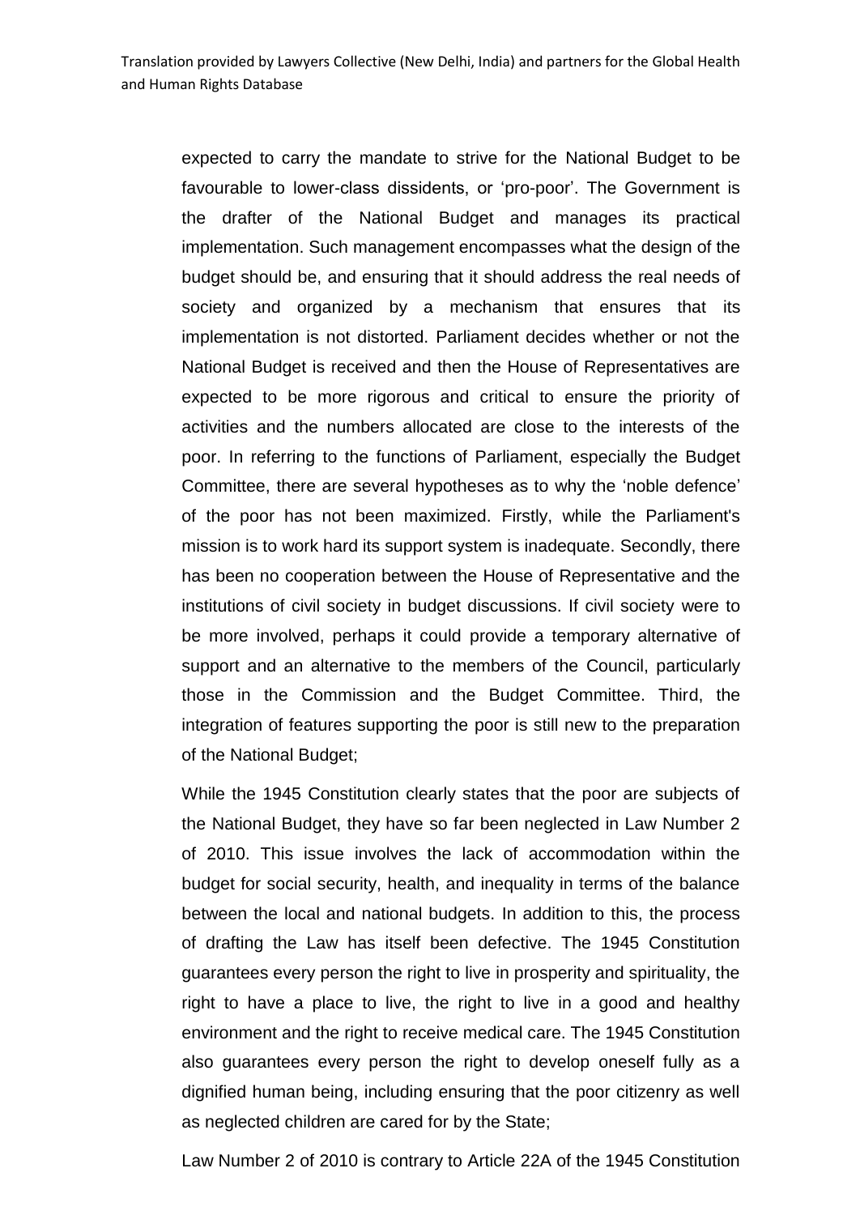expected to carry the mandate to strive for the National Budget to be favourable to lower-class dissidents, or 'pro-poor'. The Government is the drafter of the National Budget and manages its practical implementation. Such management encompasses what the design of the budget should be, and ensuring that it should address the real needs of society and organized by a mechanism that ensures that its implementation is not distorted. Parliament decides whether or not the National Budget is received and then the House of Representatives are expected to be more rigorous and critical to ensure the priority of activities and the numbers allocated are close to the interests of the poor. In referring to the functions of Parliament, especially the Budget Committee, there are several hypotheses as to why the 'noble defence' of the poor has not been maximized. Firstly, while the Parliament's mission is to work hard its support system is inadequate. Secondly, there has been no cooperation between the House of Representative and the institutions of civil society in budget discussions. If civil society were to be more involved, perhaps it could provide a temporary alternative of support and an alternative to the members of the Council, particularly those in the Commission and the Budget Committee. Third, the integration of features supporting the poor is still new to the preparation of the National Budget;

While the 1945 Constitution clearly states that the poor are subjects of the National Budget, they have so far been neglected in Law Number 2 of 2010. This issue involves the lack of accommodation within the budget for social security, health, and inequality in terms of the balance between the local and national budgets. In addition to this, the process of drafting the Law has itself been defective. The 1945 Constitution guarantees every person the right to live in prosperity and spirituality, the right to have a place to live, the right to live in a good and healthy environment and the right to receive medical care. The 1945 Constitution also guarantees every person the right to develop oneself fully as a dignified human being, including ensuring that the poor citizenry as well as neglected children are cared for by the State;

Law Number 2 of 2010 is contrary to Article 22A of the 1945 Constitution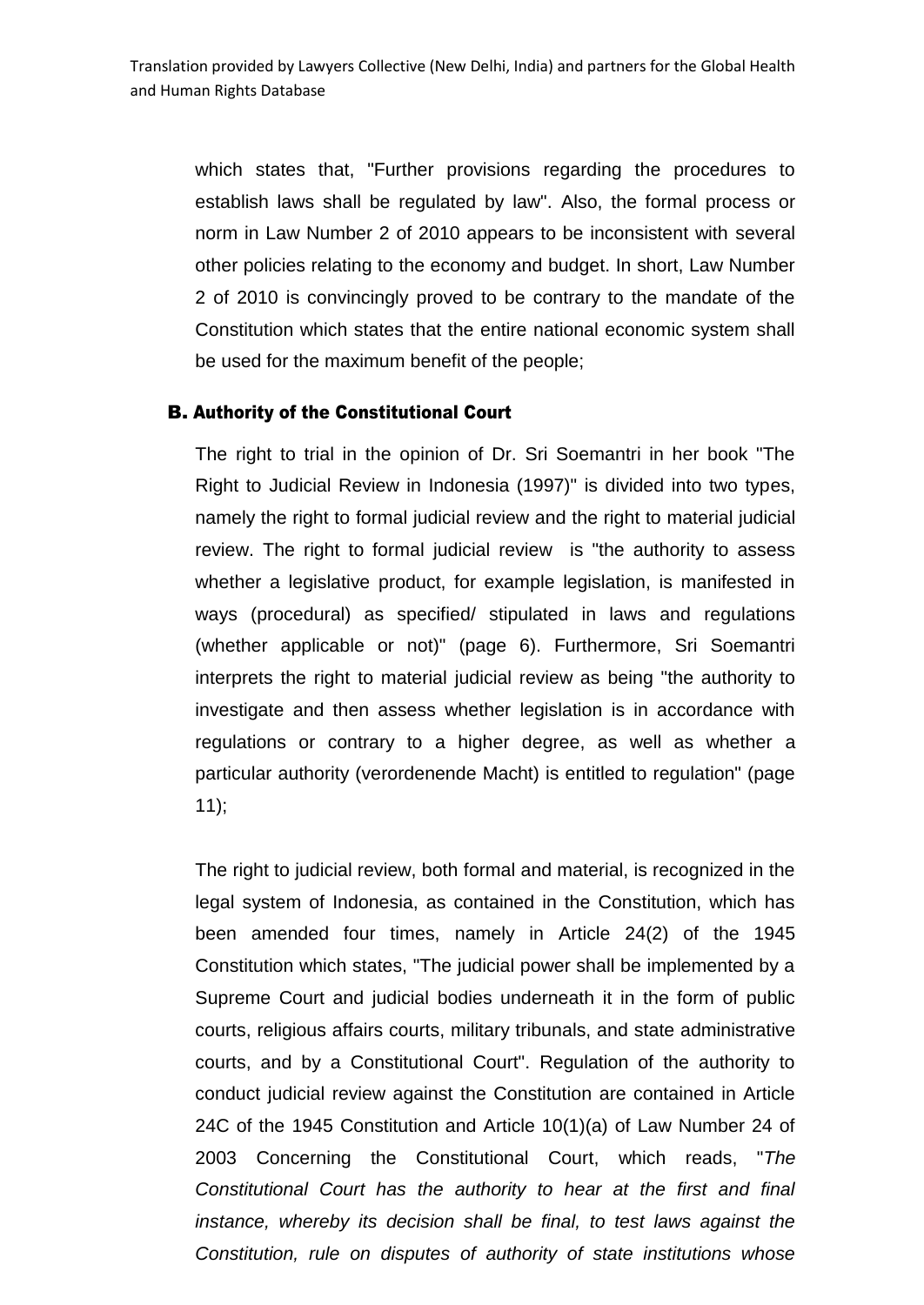which states that, "Further provisions regarding the procedures to establish laws shall be regulated by law". Also, the formal process or norm in Law Number 2 of 2010 appears to be inconsistent with several other policies relating to the economy and budget. In short, Law Number 2 of 2010 is convincingly proved to be contrary to the mandate of the Constitution which states that the entire national economic system shall be used for the maximum benefit of the people;

### B. Authority of the Constitutional Court

The right to trial in the opinion of Dr. Sri Soemantri in her book "The Right to Judicial Review in Indonesia (1997)" is divided into two types, namely the right to formal judicial review and the right to material judicial review. The right to formal judicial review is "the authority to assess whether a legislative product, for example legislation, is manifested in ways (procedural) as specified/ stipulated in laws and regulations (whether applicable or not)" (page 6). Furthermore, Sri Soemantri interprets the right to material judicial review as being "the authority to investigate and then assess whether legislation is in accordance with regulations or contrary to a higher degree, as well as whether a particular authority (verordenende Macht) is entitled to regulation" (page 11);

The right to judicial review, both formal and material, is recognized in the legal system of Indonesia, as contained in the Constitution, which has been amended four times, namely in Article 24(2) of the 1945 Constitution which states, "The judicial power shall be implemented by a Supreme Court and judicial bodies underneath it in the form of public courts, religious affairs courts, military tribunals, and state administrative courts, and by a Constitutional Court". Regulation of the authority to conduct judicial review against the Constitution are contained in Article 24C of the 1945 Constitution and Article 10(1)(a) of Law Number 24 of 2003 Concerning the Constitutional Court, which reads, "*The Constitutional Court has the authority to hear at the first and final instance, whereby its decision shall be final, to test laws against the Constitution, rule on disputes of authority of state institutions whose*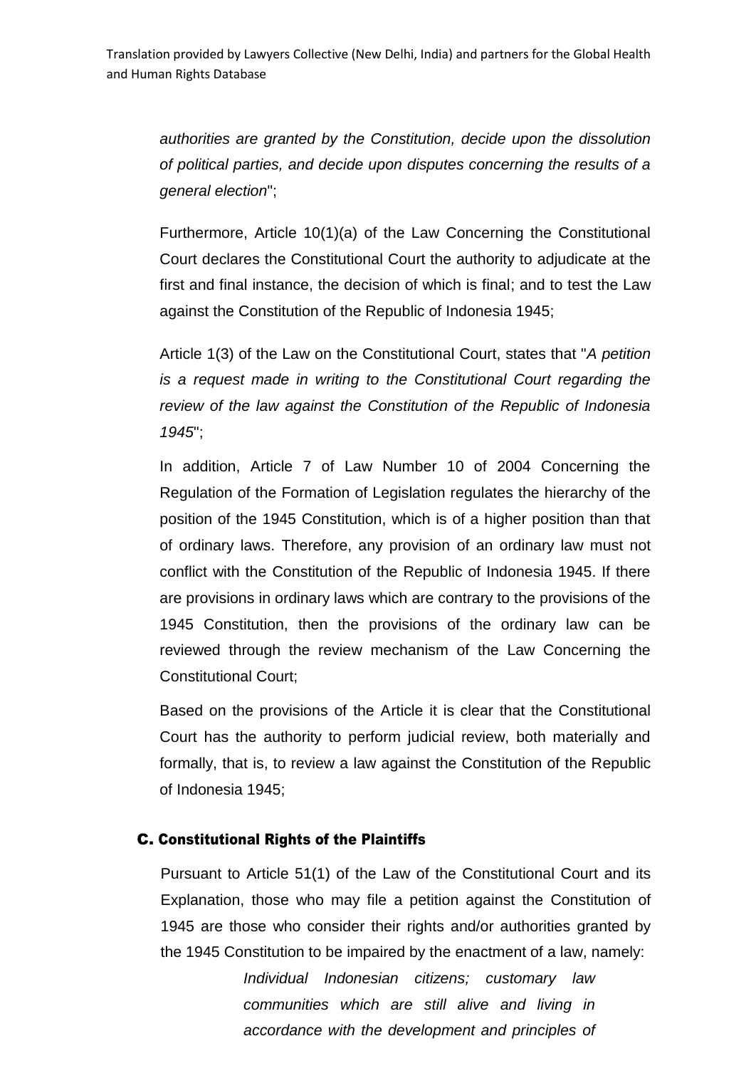*authorities are granted by the Constitution, decide upon the dissolution of political parties, and decide upon disputes concerning the results of a general election*";

Furthermore, Article 10(1)(a) of the Law Concerning the Constitutional Court declares the Constitutional Court the authority to adjudicate at the first and final instance, the decision of which is final; and to test the Law against the Constitution of the Republic of Indonesia 1945;

Article 1(3) of the Law on the Constitutional Court, states that "*A petition is a request made in writing to the Constitutional Court regarding the review of the law against the Constitution of the Republic of Indonesia 1945*";

In addition, Article 7 of Law Number 10 of 2004 Concerning the Regulation of the Formation of Legislation regulates the hierarchy of the position of the 1945 Constitution, which is of a higher position than that of ordinary laws. Therefore, any provision of an ordinary law must not conflict with the Constitution of the Republic of Indonesia 1945. If there are provisions in ordinary laws which are contrary to the provisions of the 1945 Constitution, then the provisions of the ordinary law can be reviewed through the review mechanism of the Law Concerning the Constitutional Court;

Based on the provisions of the Article it is clear that the Constitutional Court has the authority to perform judicial review, both materially and formally, that is, to review a law against the Constitution of the Republic of Indonesia 1945;

## C. Constitutional Rights of the Plaintiffs

Pursuant to Article 51(1) of the Law of the Constitutional Court and its Explanation, those who may file a petition against the Constitution of 1945 are those who consider their rights and/or authorities granted by the 1945 Constitution to be impaired by the enactment of a law, namely:

> *Individual Indonesian citizens; customary law communities which are still alive and living in accordance with the development and principles of*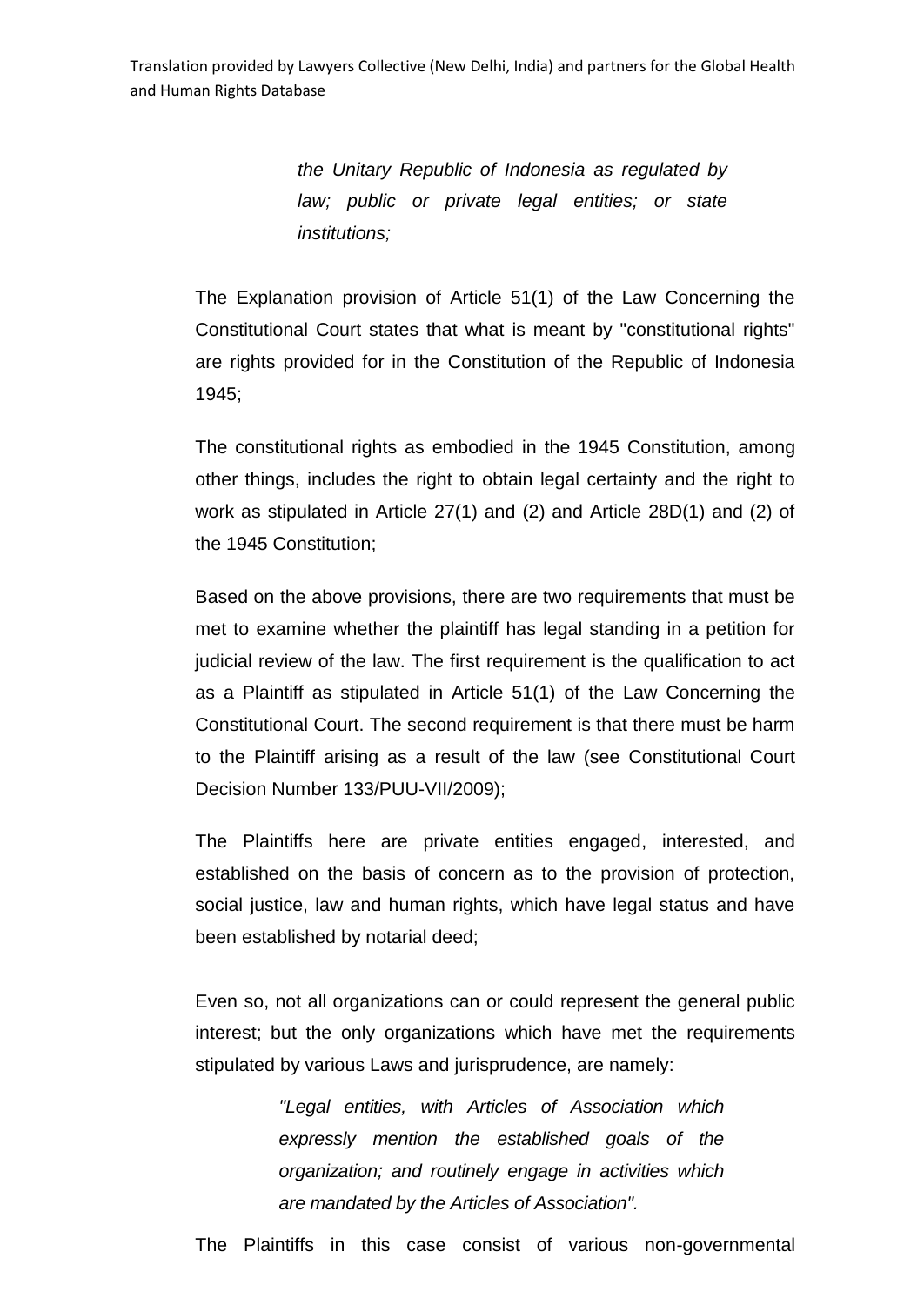*the Unitary Republic of Indonesia as regulated by law; public or private legal entities; or state institutions;*

The Explanation provision of Article 51(1) of the Law Concerning the Constitutional Court states that what is meant by "constitutional rights" are rights provided for in the Constitution of the Republic of Indonesia 1945;

The constitutional rights as embodied in the 1945 Constitution, among other things, includes the right to obtain legal certainty and the right to work as stipulated in Article 27(1) and (2) and Article 28D(1) and (2) of the 1945 Constitution;

Based on the above provisions, there are two requirements that must be met to examine whether the plaintiff has legal standing in a petition for judicial review of the law. The first requirement is the qualification to act as a Plaintiff as stipulated in Article 51(1) of the Law Concerning the Constitutional Court. The second requirement is that there must be harm to the Plaintiff arising as a result of the law (see Constitutional Court Decision Number 133/PUU-VII/2009);

The Plaintiffs here are private entities engaged, interested, and established on the basis of concern as to the provision of protection, social justice, law and human rights, which have legal status and have been established by notarial deed;

Even so, not all organizations can or could represent the general public interest; but the only organizations which have met the requirements stipulated by various Laws and jurisprudence, are namely:

> *"Legal entities, with Articles of Association which expressly mention the established goals of the organization; and routinely engage in activities which are mandated by the Articles of Association".*

The Plaintiffs in this case consist of various non-governmental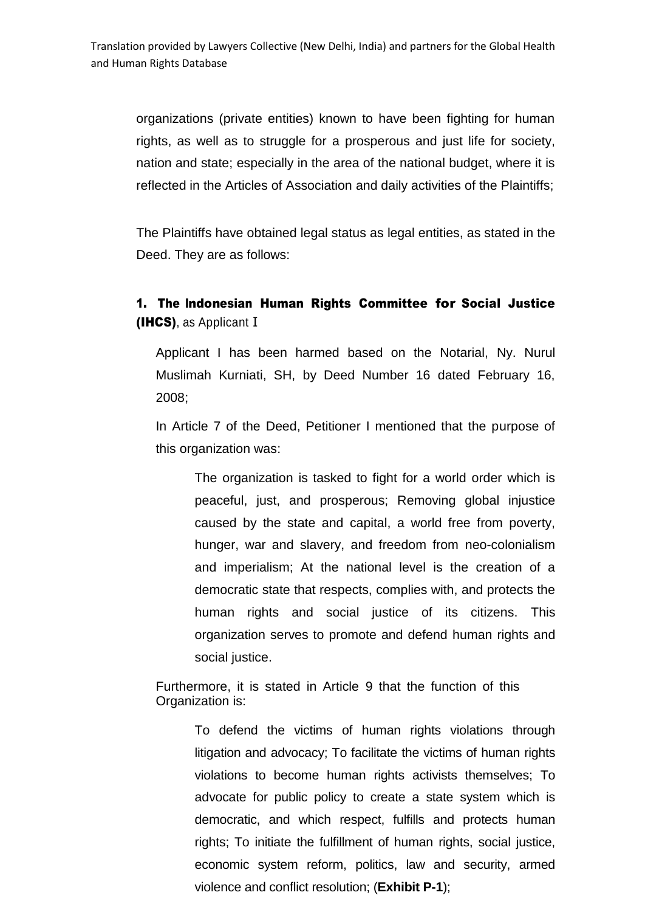organizations (private entities) known to have been fighting for human rights, as well as to struggle for a prosperous and just life for society, nation and state; especially in the area of the national budget, where it is reflected in the Articles of Association and daily activities of the Plaintiffs;

The Plaintiffs have obtained legal status as legal entities, as stated in the Deed. They are as follows:

**1. The Indonesian Human Rights Committee for Social Justice (IHCS)**, as Applicant I

Applicant I has been harmed based on the Notarial, Ny. Nurul Muslimah Kurniati, SH, by Deed Number 16 dated February 16, 2008;

In Article 7 of the Deed, Petitioner I mentioned that the purpose of this organization was:

> The organization is tasked to fight for a world order which is peaceful, just, and prosperous; Removing global injustice caused by the state and capital, a world free from poverty, hunger, war and slavery, and freedom from neo-colonialism and imperialism; At the national level is the creation of a democratic state that respects, complies with, and protects the human rights and social justice of its citizens. This organization serves to promote and defend human rights and social justice.

Furthermore, it is stated in Article 9 that the function of this Organization is:

> To defend the victims of human rights violations through litigation and advocacy; To facilitate the victims of human rights violations to become human rights activists themselves; To advocate for public policy to create a state system which is democratic, and which respect, fulfills and protects human rights; To initiate the fulfillment of human rights, social justice, economic system reform, politics, law and security, armed violence and conflict resolution; (**Exhibit P-1**);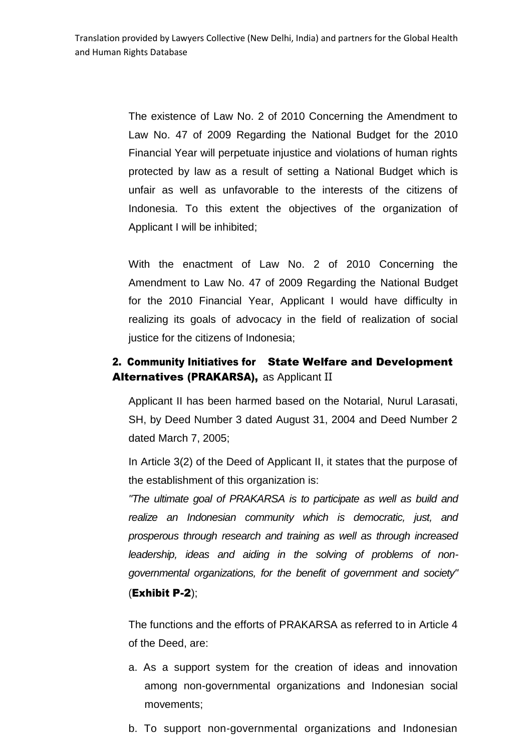The existence of Law No. 2 of 2010 Concerning the Amendment to Law No. 47 of 2009 Regarding the National Budget for the 2010 Financial Year will perpetuate injustice and violations of human rights protected by law as a result of setting a National Budget which is unfair as well as unfavorable to the interests of the citizens of Indonesia. To this extent the objectives of the organization of Applicant I will be inhibited;

With the enactment of Law No. 2 of 2010 Concerning the Amendment to Law No. 47 of 2009 Regarding the National Budget for the 2010 Financial Year, Applicant I would have difficulty in realizing its goals of advocacy in the field of realization of social justice for the citizens of Indonesia;

**2. Community Initiatives for State Welfare and Development Alternatives (PRAKARSA),** as Applicant II

Applicant II has been harmed based on the Notarial, Nurul Larasati, SH, by Deed Number 3 dated August 31, 2004 and Deed Number 2 dated March 7, 2005;

In Article 3(2) of the Deed of Applicant II, it states that the purpose of the establishment of this organization is:

*"The ultimate goal of PRAKARSA is to participate as well as build and realize an Indonesian community which is democratic, just, and prosperous through research and training as well as through increased leadership, ideas and aiding in the solving of problems of non-governmental organizations, for the benefit of government and society"* (**Exhibit P-2**);

The functions and the efforts of PRAKARSA as referred to in Article 4 of the Deed, are:

a. As a support system for the creation of ideas and innovation among non-governmental organizations and Indonesian social movements;

b. To support non-governmental organizations and Indonesian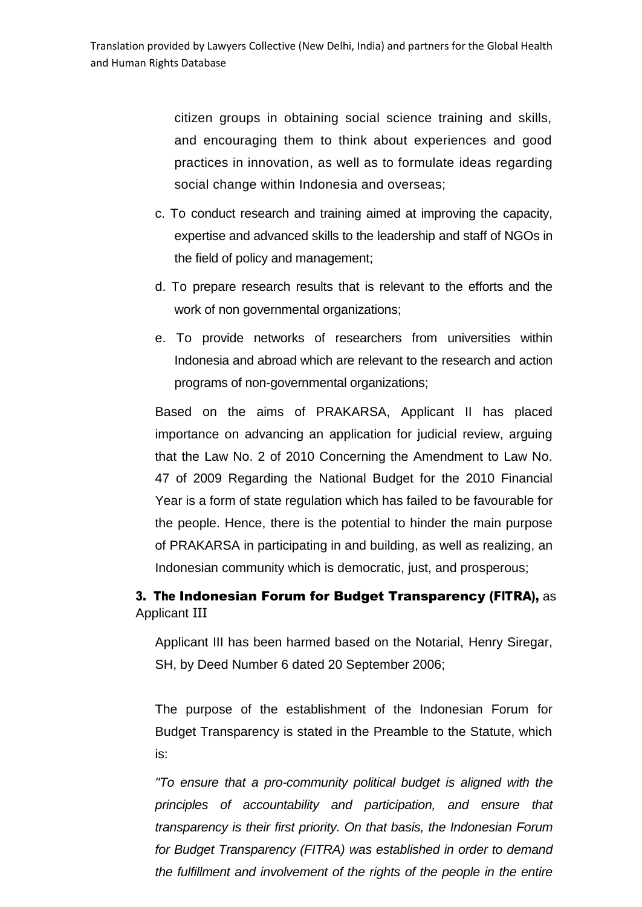citizen groups in obtaining social science training and skills, and encouraging them to think about experiences and good practices in innovation, as well as to formulate ideas regarding social change within Indonesia and overseas;

c. To conduct research and training aimed at improving the capacity, expertise and advanced skills to the leadership and staff of NGOs in the field of policy and management;

d. To prepare research results that is relevant to the efforts and the work of non governmental organizations;

e. To provide networks of researchers from universities within Indonesia and abroad which are relevant to the research and action programs of non-governmental organizations;

Based on the aims of PRAKARSA, Applicant II has placed importance on advancing an application for judicial review, arguing that the Law No. 2 of 2010 Concerning the Amendment to Law No. 47 of 2009 Regarding the National Budget for the 2010 Financial Year is a form of state regulation which has failed to be favourable for the people. Hence, there is the potential to hinder the main purpose of PRAKARSA in participating in and building, as well as realizing, an Indonesian community which is democratic, just, and prosperous;

**3. The Indonesian Forum for Budget Transparency (FITRA),** as Applicant III

Applicant III has been harmed based on the Notarial, Henry Siregar, SH, by Deed Number 6 dated 20 September 2006;

The purpose of the establishment of the Indonesian Forum for Budget Transparency is stated in the Preamble to the Statute, which is:

*"To ensure that a pro-community political budget is aligned with the principles of accountability and participation, and ensure that transparency is their first priority. On that basis, the Indonesian Forum for Budget Transparency (FITRA) was established in order to demand the fulfillment and involvement of the rights of the people in the entire*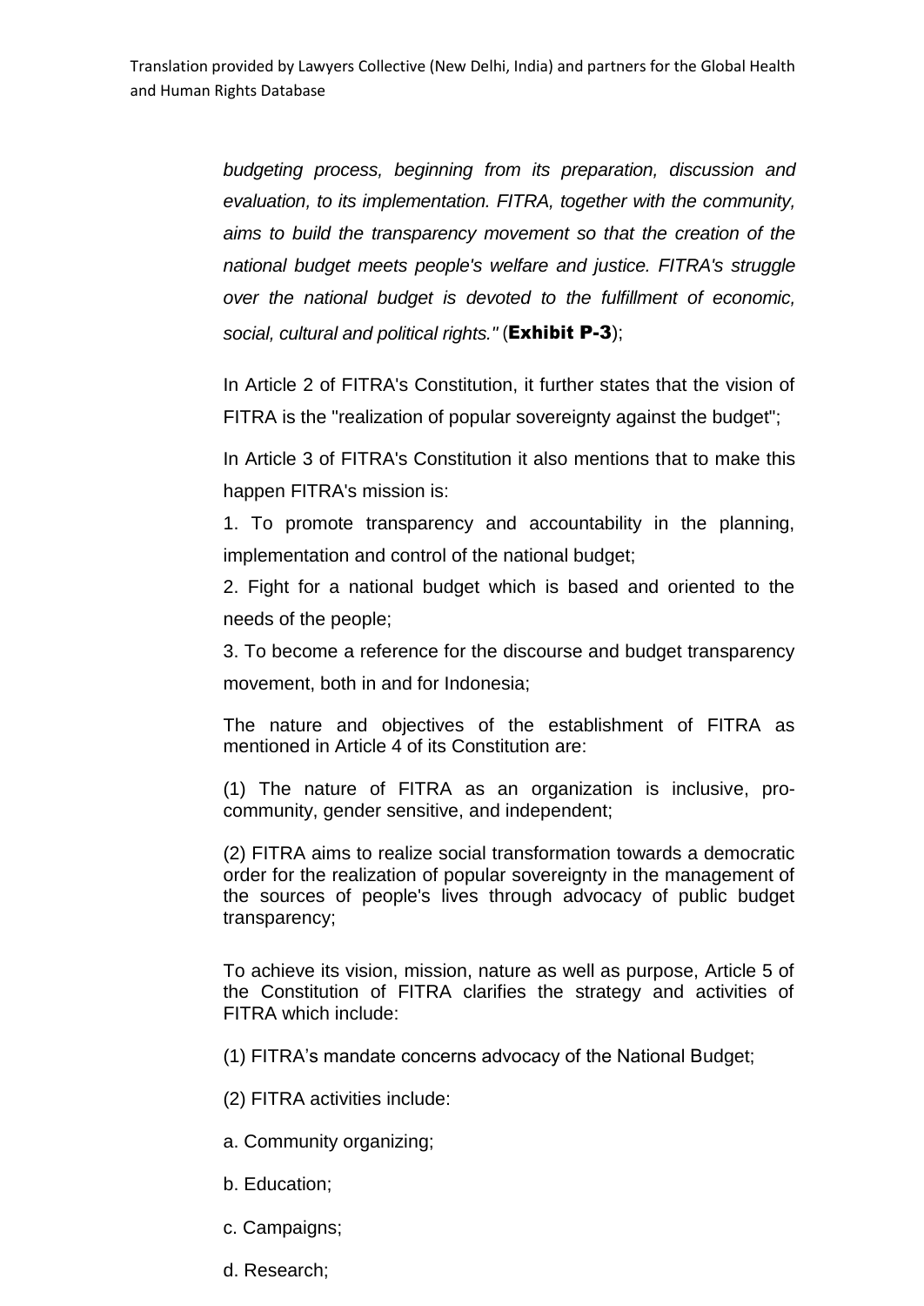*budgeting process, beginning from its preparation, discussion and evaluation, to its implementation. FITRA, together with the community, aims to build the transparency movement so that the creation of the national budget meets people's welfare and justice. FITRA's struggle over the national budget is devoted to the fulfillment of economic, social, cultural and political rights."* (**Exhibit P-3**);

In Article 2 of FITRA's Constitution, it further states that the vision of FITRA is the "realization of popular sovereignty against the budget";

In Article 3 of FITRA's Constitution it also mentions that to make this happen FITRA's mission is:

1. To promote transparency and accountability in the planning, implementation and control of the national budget;
2. Fight for a national budget which is based and oriented to the needs of the people;
3. To become a reference for the discourse and budget transparency movement, both in and for Indonesia;

The nature and objectives of the establishment of FITRA as mentioned in Article 4 of its Constitution are:

(1) The nature of FITRA as an organization is inclusive, pro-community, gender sensitive, and independent;

(2) FITRA aims to realize social transformation towards a democratic order for the realization of popular sovereignty in the management of the sources of people's lives through advocacy of public budget transparency;

To achieve its vision, mission, nature as well as purpose, Article 5 of the Constitution of FITRA clarifies the strategy and activities of FITRA which include:

(1) FITRA's mandate concerns advocacy of the National Budget;

(2) FITRA activities include:

a. Community organizing;

b. Education;

c. Campaigns;

d. Research;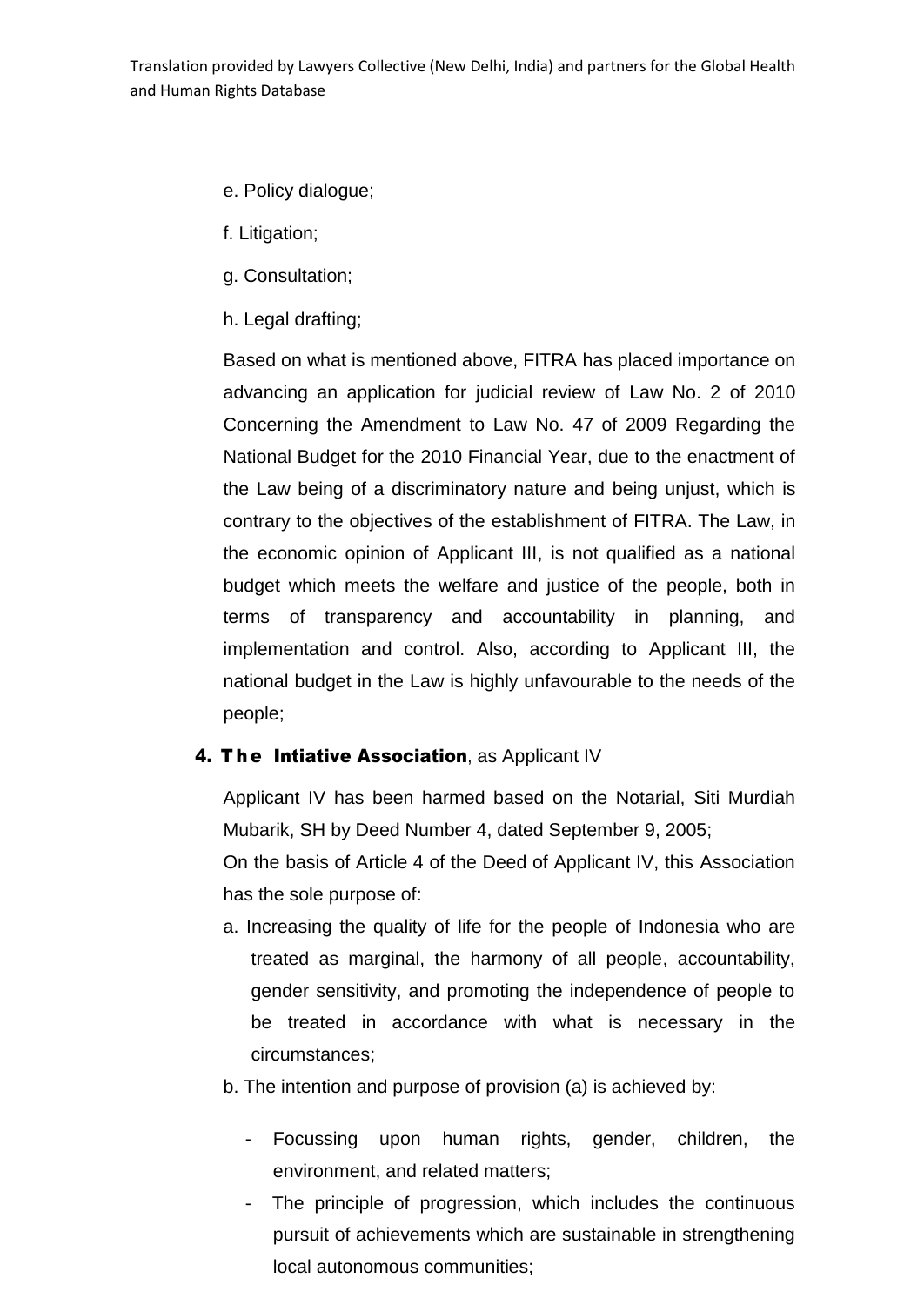e. Policy dialogue;

f. Litigation;

g. Consultation;

h. Legal drafting;

Based on what is mentioned above, FITRA has placed importance on advancing an application for judicial review of Law No. 2 of 2010 Concerning the Amendment to Law No. 47 of 2009 Regarding the National Budget for the 2010 Financial Year, due to the enactment of the Law being of a discriminatory nature and being unjust, which is contrary to the objectives of the establishment of FITRA. The Law, in the economic opinion of Applicant III, is not qualified as a national budget which meets the welfare and justice of the people, both in terms of transparency and accountability in planning, and implementation and control. Also, according to Applicant III, the national budget in the Law is highly unfavourable to the needs of the people;

**4. The Intiative Association**, as Applicant IV

Applicant IV has been harmed based on the Notarial, Siti Murdiah Mubarik, SH by Deed Number 4, dated September 9, 2005;

On the basis of Article 4 of the Deed of Applicant IV, this Association has the sole purpose of:

a. Increasing the quality of life for the people of Indonesia who are treated as marginal, the harmony of all people, accountability, gender sensitivity, and promoting the independence of people to be treated in accordance with what is necessary in the circumstances;

b. The intention and purpose of provision (a) is achieved by:

- Focussing upon human rights, gender, children, the environment, and related matters;
- The principle of progression, which includes the continuous pursuit of achievements which are sustainable in strengthening local autonomous communities;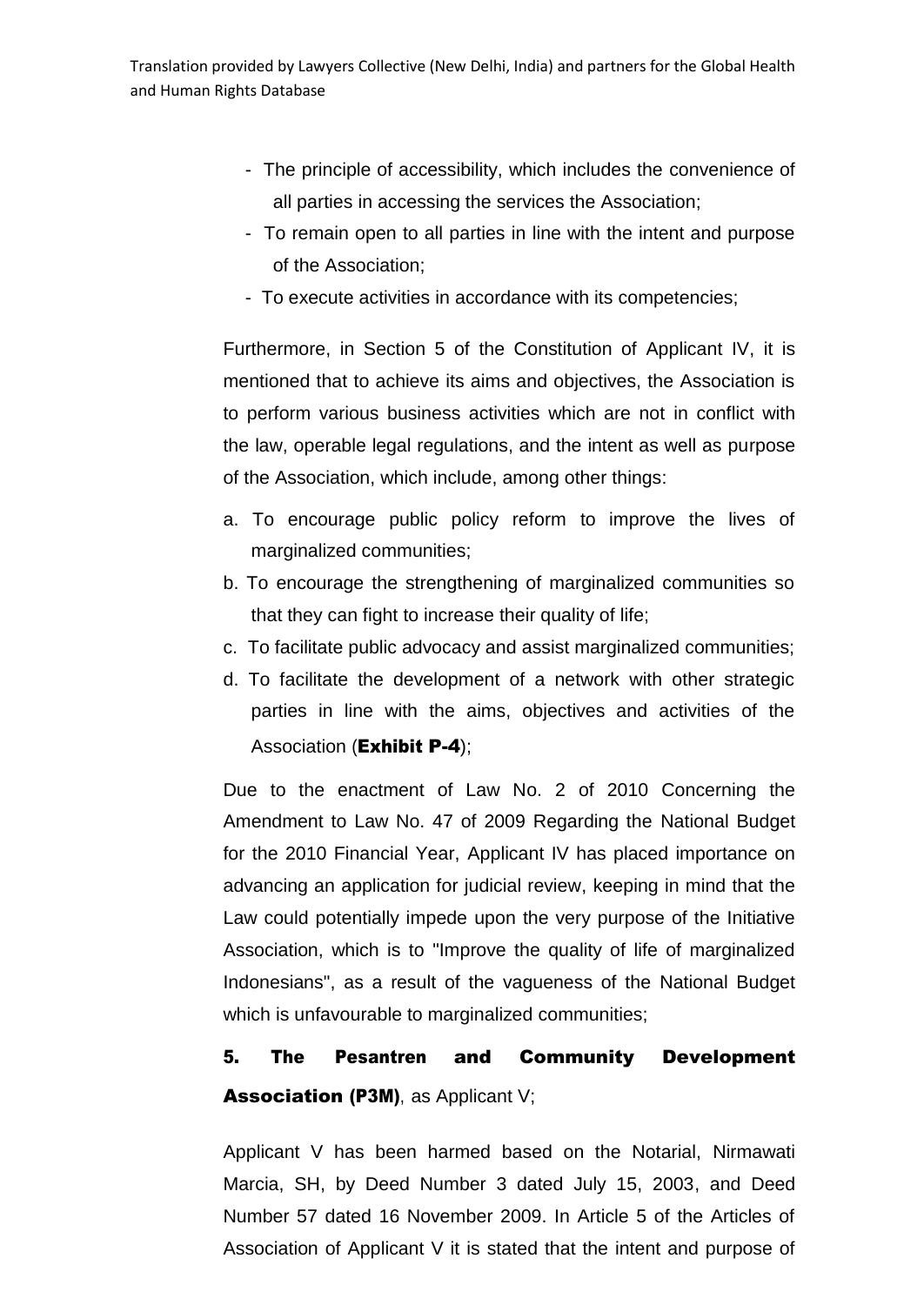- The principle of accessibility, which includes the convenience of all parties in accessing the services the Association;
- To remain open to all parties in line with the intent and purpose of the Association;
- To execute activities in accordance with its competencies;

Furthermore, in Section 5 of the Constitution of Applicant IV, it is mentioned that to achieve its aims and objectives, the Association is to perform various business activities which are not in conflict with the law, operable legal regulations, and the intent as well as purpose of the Association, which include, among other things:

a. To encourage public policy reform to improve the lives of marginalized communities;
b. To encourage the strengthening of marginalized communities so that they can fight to increase their quality of life;
c. To facilitate public advocacy and assist marginalized communities;
d. To facilitate the development of a network with other strategic parties in line with the aims, objectives and activities of the Association (**Exhibit P-4**);

Due to the enactment of Law No. 2 of 2010 Concerning the Amendment to Law No. 47 of 2009 Regarding the National Budget for the 2010 Financial Year, Applicant IV has placed importance on advancing an application for judicial review, keeping in mind that the Law could potentially impede upon the very purpose of the Initiative Association, which is to "Improve the quality of life of marginalized Indonesians", as a result of the vagueness of the National Budget which is unfavourable to marginalized communities;

**5. The Pesantren and Community Development Association (P3M)**, as Applicant V;

Applicant V has been harmed based on the Notarial, Nirmawati Marcia, SH, by Deed Number 3 dated July 15, 2003, and Deed Number 57 dated 16 November 2009. In Article 5 of the Articles of Association of Applicant V it is stated that the intent and purpose of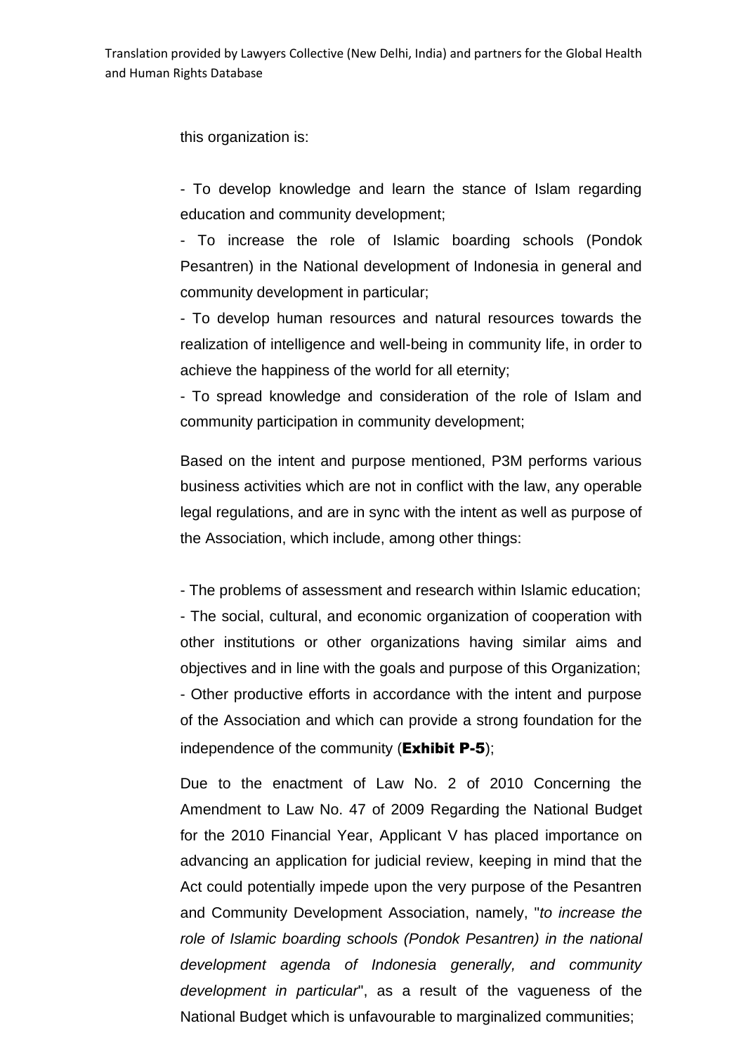this organization is:

- To develop knowledge and learn the stance of Islam regarding education and community development;
- To increase the role of Islamic boarding schools (Pondok Pesantren) in the National development of Indonesia in general and community development in particular;
- To develop human resources and natural resources towards the realization of intelligence and well-being in community life, in order to achieve the happiness of the world for all eternity;
- To spread knowledge and consideration of the role of Islam and community participation in community development;

Based on the intent and purpose mentioned, P3M performs various business activities which are not in conflict with the law, any operable legal regulations, and are in sync with the intent as well as purpose of the Association, which include, among other things:

- The problems of assessment and research within Islamic education;
- The social, cultural, and economic organization of cooperation with other institutions or other organizations having similar aims and objectives and in line with the goals and purpose of this Organization;
- Other productive efforts in accordance with the intent and purpose of the Association and which can provide a strong foundation for the independence of the community (**Exhibit P-5**);

Due to the enactment of Law No. 2 of 2010 Concerning the Amendment to Law No. 47 of 2009 Regarding the National Budget for the 2010 Financial Year, Applicant V has placed importance on advancing an application for judicial review, keeping in mind that the Act could potentially impede upon the very purpose of the Pesantren and Community Development Association, namely, "*to increase the role of Islamic boarding schools (Pondok Pesantren) in the national development agenda of Indonesia generally, and community development in particular*", as a result of the vagueness of the National Budget which is unfavourable to marginalized communities;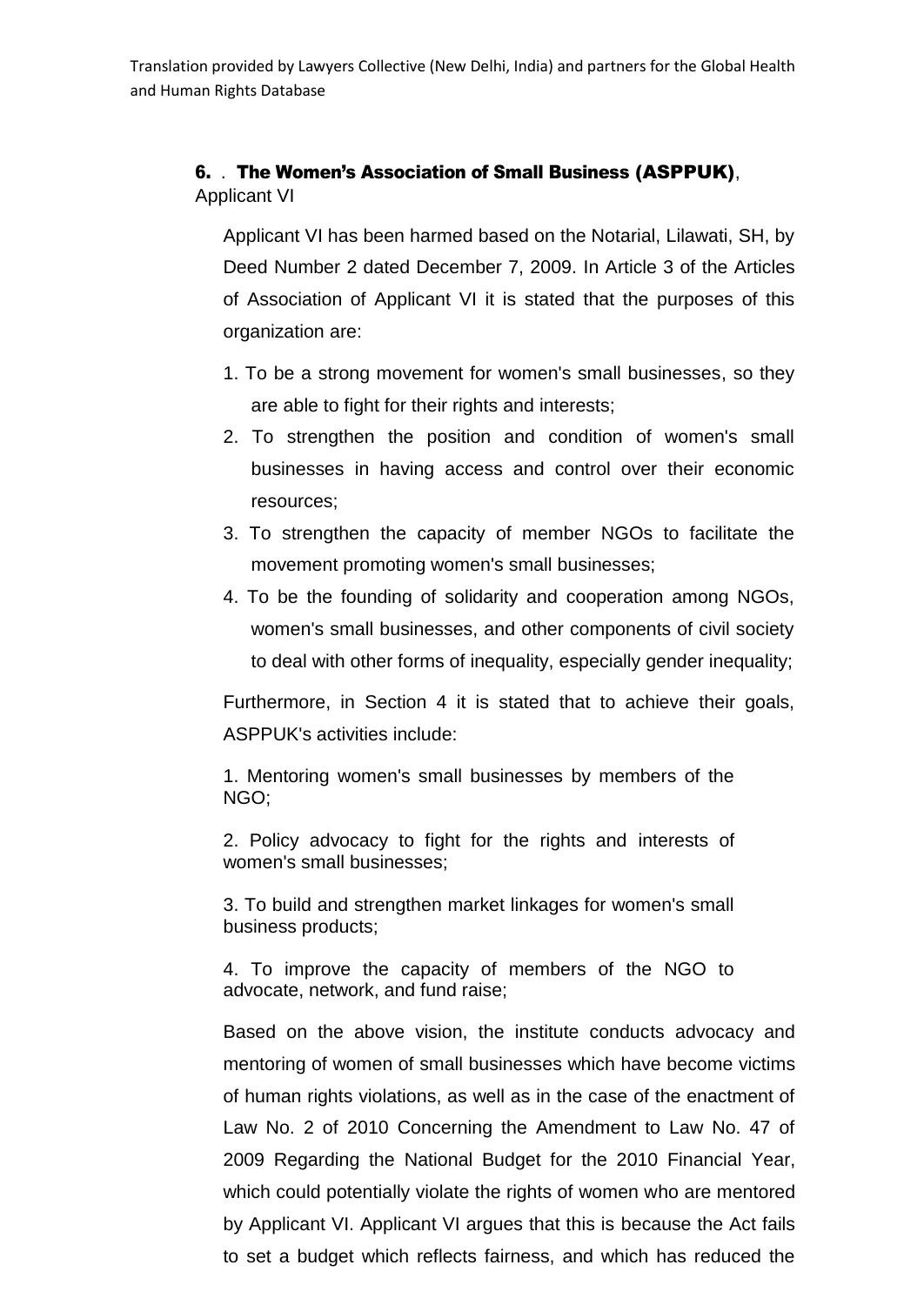**6.** . **The Women's Association of Small Business (ASPPUK)**, Applicant VI

Applicant VI has been harmed based on the Notarial, Lilawati, SH, by Deed Number 2 dated December 7, 2009. In Article 3 of the Articles of Association of Applicant VI it is stated that the purposes of this organization are:

1. To be a strong movement for women's small businesses, so they are able to fight for their rights and interests;
2. To strengthen the position and condition of women's small businesses in having access and control over their economic resources;
3. To strengthen the capacity of member NGOs to facilitate the movement promoting women's small businesses;
4. To be the founding of solidarity and cooperation among NGOs, women's small businesses, and other components of civil society to deal with other forms of inequality, especially gender inequality;

Furthermore, in Section 4 it is stated that to achieve their goals, ASPPUK's activities include:

1. Mentoring women's small businesses by members of the NGO;

2. Policy advocacy to fight for the rights and interests of women's small businesses;

3. To build and strengthen market linkages for women's small business products;

4. To improve the capacity of members of the NGO to advocate, network, and fund raise;

Based on the above vision, the institute conducts advocacy and mentoring of women of small businesses which have become victims of human rights violations, as well as in the case of the enactment of Law No. 2 of 2010 Concerning the Amendment to Law No. 47 of 2009 Regarding the National Budget for the 2010 Financial Year, which could potentially violate the rights of women who are mentored by Applicant VI. Applicant VI argues that this is because the Act fails to set a budget which reflects fairness, and which has reduced the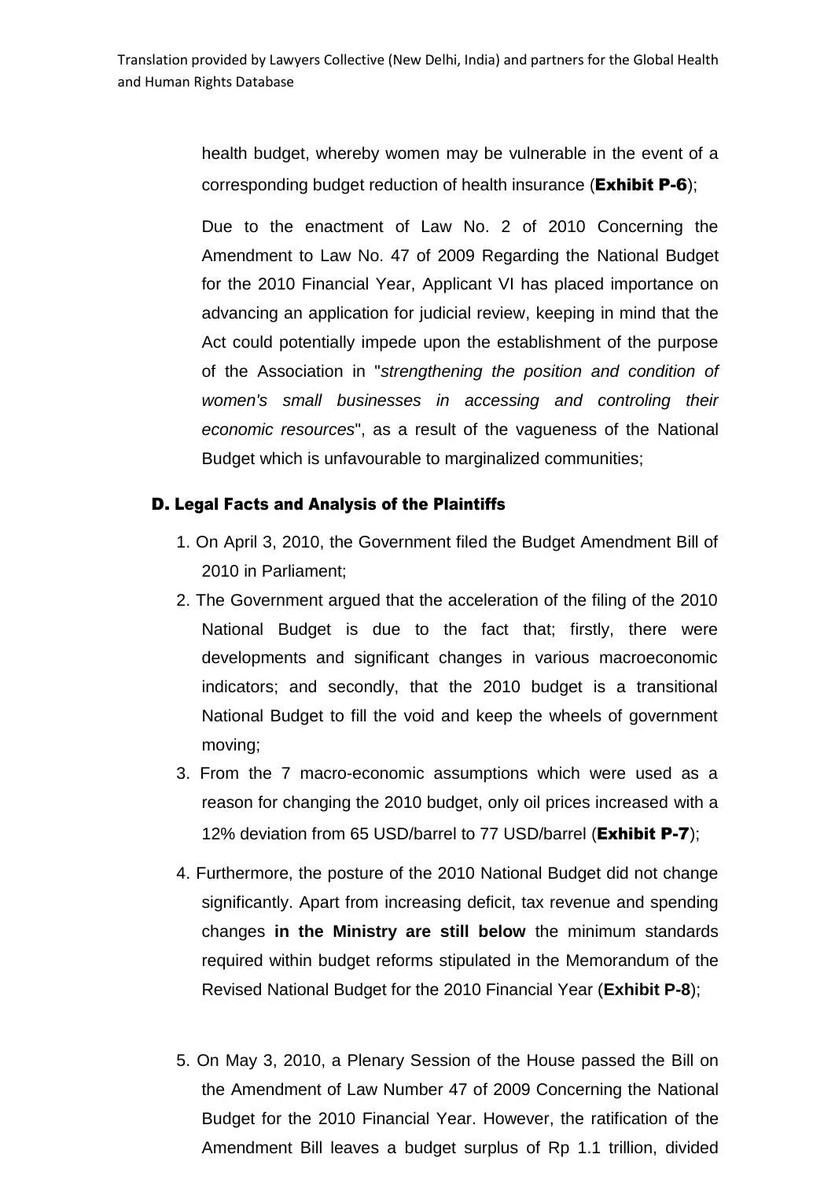health budget, whereby women may be vulnerable in the event of a corresponding budget reduction of health insurance (**Exhibit P-6**);

Due to the enactment of Law No. 2 of 2010 Concerning the Amendment to Law No. 47 of 2009 Regarding the National Budget for the 2010 Financial Year, Applicant VI has placed importance on advancing an application for judicial review, keeping in mind that the Act could potentially impede upon the establishment of the purpose of the Association in "*strengthening the position and condition of women's small businesses in accessing and controling their economic resources*", as a result of the vagueness of the National Budget which is unfavourable to marginalized communities;

### D. Legal Facts and Analysis of the Plaintiffs

1. On April 3, 2010, the Government filed the Budget Amendment Bill of 2010 in Parliament;
2. The Government argued that the acceleration of the filing of the 2010 National Budget is due to the fact that; firstly, there were developments and significant changes in various macroeconomic indicators; and secondly, that the 2010 budget is a transitional National Budget to fill the void and keep the wheels of government moving;
3. From the 7 macro-economic assumptions which were used as a reason for changing the 2010 budget, only oil prices increased with a 12% deviation from 65 USD/barrel to 77 USD/barrel (**Exhibit P-7**);
4. Furthermore, the posture of the 2010 National Budget did not change significantly. Apart from increasing deficit, tax revenue and spending changes **in the Ministry are still below** the minimum standards required within budget reforms stipulated in the Memorandum of the Revised National Budget for the 2010 Financial Year (**Exhibit P-8**);
5. On May 3, 2010, a Plenary Session of the House passed the Bill on the Amendment of Law Number 47 of 2009 Concerning the National Budget for the 2010 Financial Year. However, the ratification of the Amendment Bill leaves a budget surplus of Rp 1.1 trillion, divided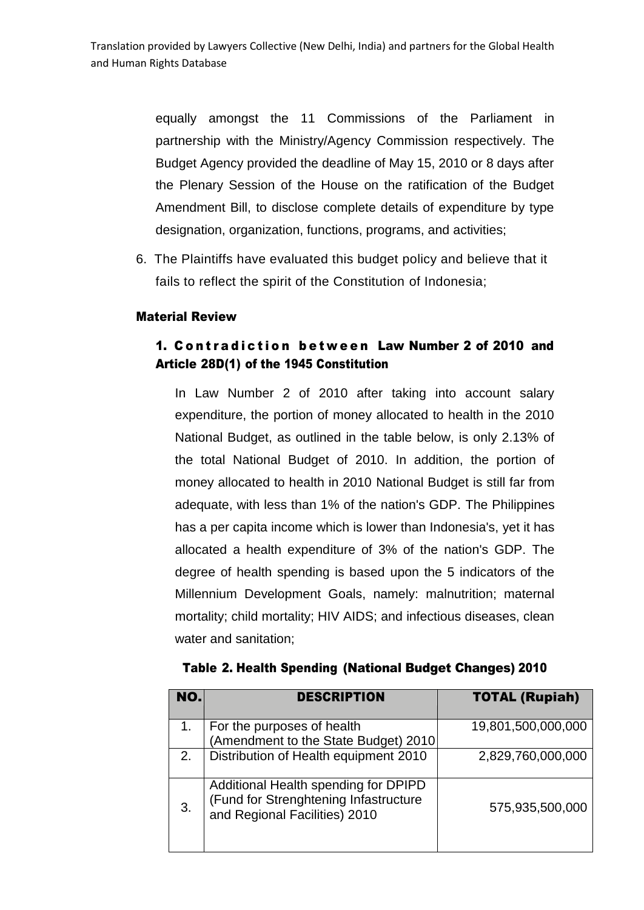equally amongst the 11 Commissions of the Parliament in partnership with the Ministry/Agency Commission respectively. The Budget Agency provided the deadline of May 15, 2010 or 8 days after the Plenary Session of the House on the ratification of the Budget Amendment Bill, to disclose complete details of expenditure by type designation, organization, functions, programs, and activities;

6. The Plaintiffs have evaluated this budget policy and believe that it fails to reflect the spirit of the Constitution of Indonesia;

### Material Review

#### 1. Contradiction between Law Number 2 of 2010 and Article 28D(1) of the 1945 Constitution

In Law Number 2 of 2010 after taking into account salary expenditure, the portion of money allocated to health in the 2010 National Budget, as outlined in the table below, is only 2.13% of the total National Budget of 2010. In addition, the portion of money allocated to health in 2010 National Budget is still far from adequate, with less than 1% of the nation's GDP. The Philippines has a per capita income which is lower than Indonesia's, yet it has allocated a health expenditure of 3% of the nation's GDP. The degree of health spending is based upon the 5 indicators of the Millennium Development Goals, namely: malnutrition; maternal mortality; child mortality; HIV AIDS; and infectious diseases, clean water and sanitation;

**Table 2. Health Spending (National Budget Changes) 2010**

| NO. | DESCRIPTION | TOTAL (Rupiah) |
|---|---|---|
| 1. | For the purposes of health (Amendment to the State Budget) 2010 | 19,801,500,000,000 |
| 2. | Distribution of Health equipment 2010 | 2,829,760,000,000 |
| 3. | Additional Health spending for DPIPD (Fund for Strenghtening Infastructure and Regional Facilities) 2010 | 575,935,500,000 |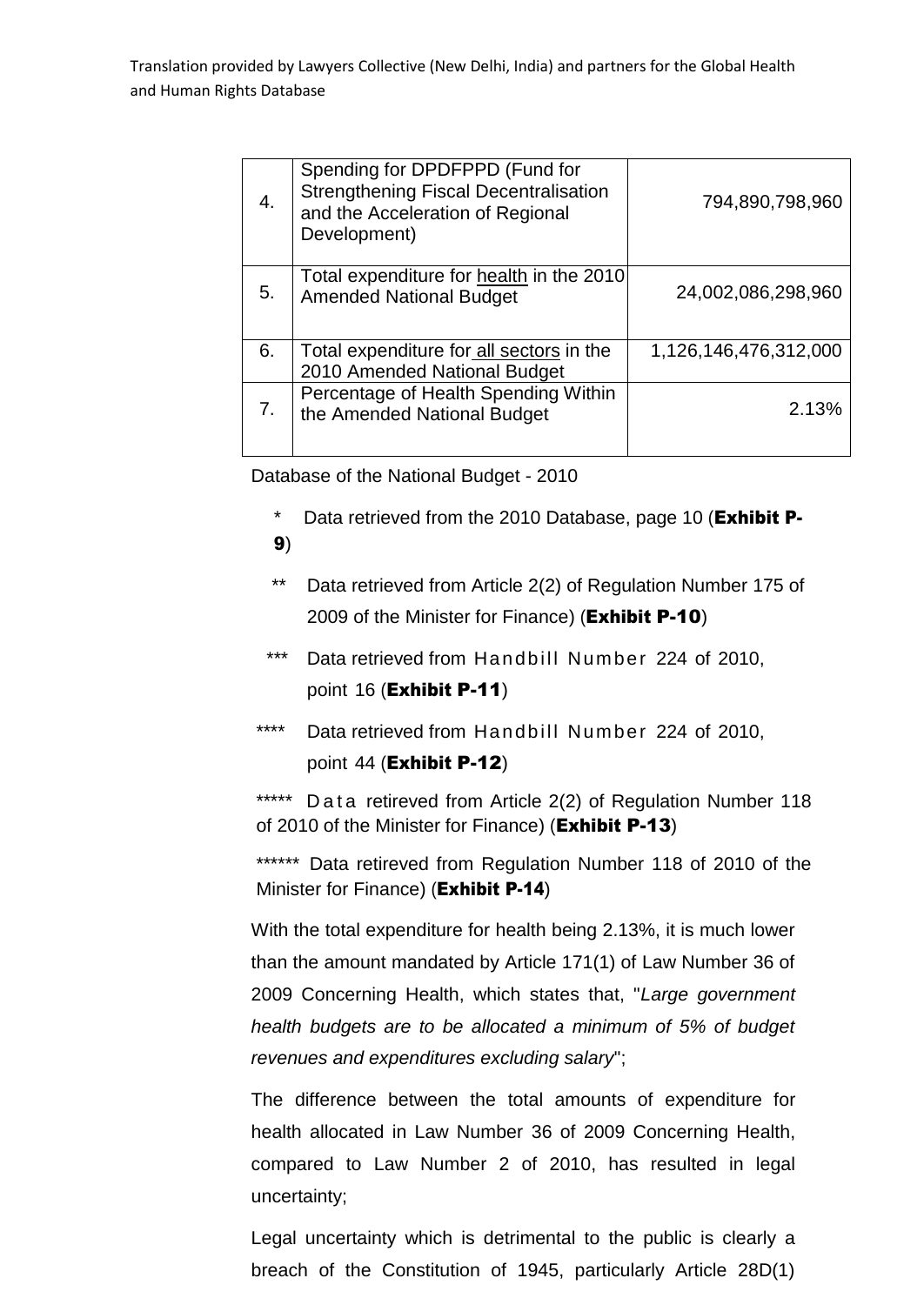Translation provided by Lawyers Collective (New Delhi, India) and partners for the Global Health and Human Rights Database

| | | |
|---|---|---|
| 4. | Spending for DPDFPPD (Fund for Strengthening Fiscal Decentralisation and the Acceleration of Regional Development) | 794,890,798,960 |
| 5. | Total expenditure for <u>health</u> in the 2010 Amended National Budget | 24,002,086,298,960 |
| 6. | Total expenditure for <u>all sectors</u> in the 2010 Amended National Budget | 1,126,146,476,312,000 |
| 7. | Percentage of Health Spending Within the Amended National Budget | 2.13% |

Database of the National Budget - 2010

\* Data retrieved from the 2010 Database, page 10 (**Exhibit P-9**)

\*\* Data retrieved from Article 2(2) of Regulation Number 175 of 2009 of the Minister for Finance) (**Exhibit P-10**)

\*\*\* Data retrieved from Handbill Number 224 of 2010, point 16 (**Exhibit P-11**)

\*\*\*\* Data retrieved from Handbill Number 224 of 2010, point 44 (**Exhibit P-12**)

\*\*\*\*\* Data retireved from Article 2(2) of Regulation Number 118 of 2010 of the Minister for Finance) (**Exhibit P-13**)

\*\*\*\*\*\* Data retireved from Regulation Number 118 of 2010 of the Minister for Finance) (**Exhibit P-14**)

With the total expenditure for health being 2.13%, it is much lower than the amount mandated by Article 171(1) of Law Number 36 of 2009 Concerning Health, which states that, "*Large government health budgets are to be allocated a minimum of 5% of budget revenues and expenditures excluding salary*";

The difference between the total amounts of expenditure for health allocated in Law Number 36 of 2009 Concerning Health, compared to Law Number 2 of 2010, has resulted in legal uncertainty;

Legal uncertainty which is detrimental to the public is clearly a breach of the Constitution of 1945, particularly Article 28D(1)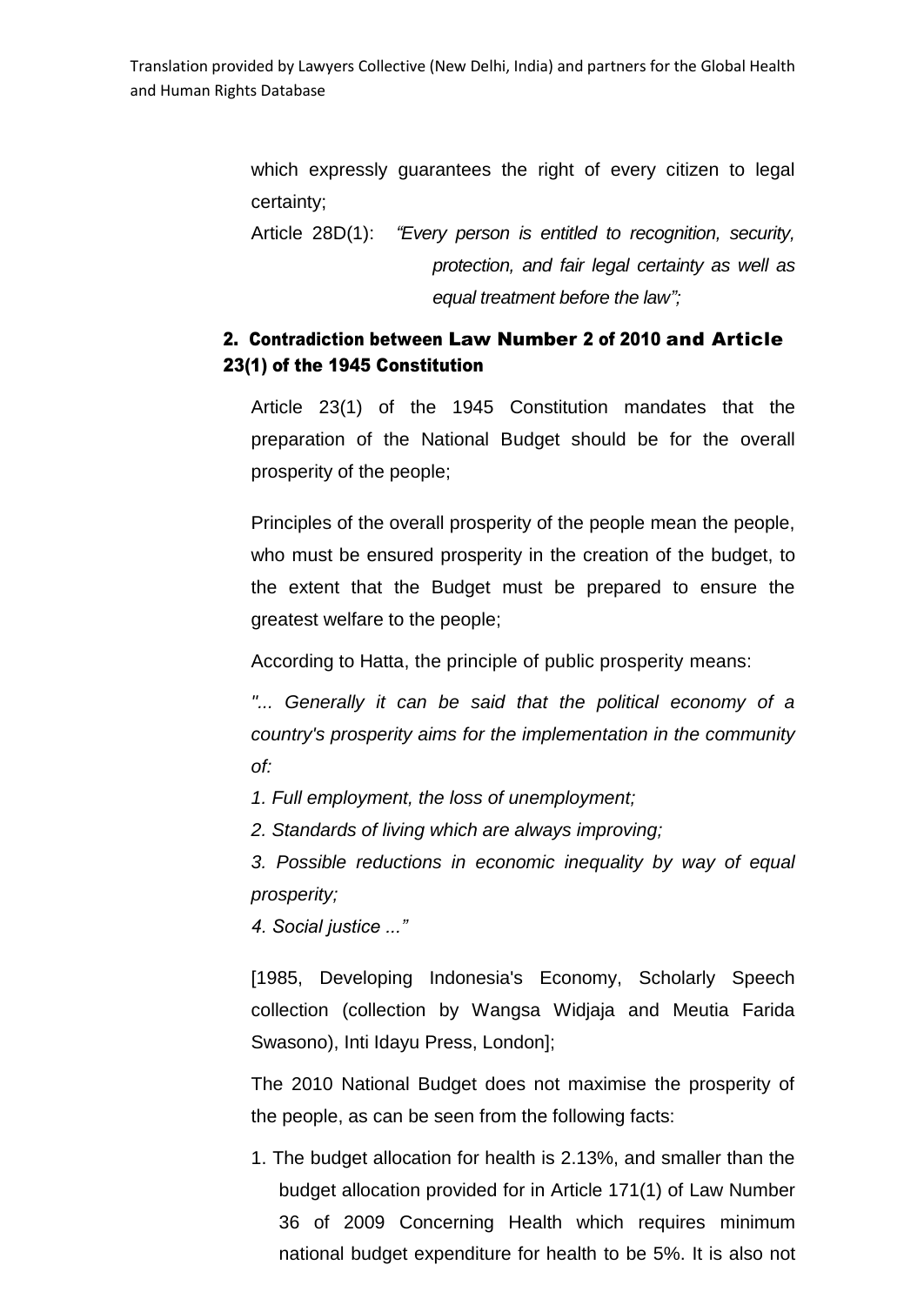which expressly guarantees the right of every citizen to legal certainty;

Article 28D(1): *"Every person is entitled to recognition, security, protection, and fair legal certainty as well as equal treatment before the law";*

## 2. Contradiction between Law Number 2 of 2010 and Article 23(1) of the 1945 Constitution

Article 23(1) of the 1945 Constitution mandates that the preparation of the National Budget should be for the overall prosperity of the people;

Principles of the overall prosperity of the people mean the people, who must be ensured prosperity in the creation of the budget, to the extent that the Budget must be prepared to ensure the greatest welfare to the people;

According to Hatta, the principle of public prosperity means:

*"... Generally it can be said that the political economy of a country's prosperity aims for the implementation in the community of:*

*1. Full employment, the loss of unemployment;*

*2. Standards of living which are always improving;*

*3. Possible reductions in economic inequality by way of equal prosperity;*

*4. Social justice ..."*

[1985, Developing Indonesia's Economy, Scholarly Speech collection (collection by Wangsa Widjaja and Meutia Farida Swasono), Inti Idayu Press, London];

The 2010 National Budget does not maximise the prosperity of the people, as can be seen from the following facts:

1. The budget allocation for health is 2.13%, and smaller than the budget allocation provided for in Article 171(1) of Law Number 36 of 2009 Concerning Health which requires minimum national budget expenditure for health to be 5%. It is also not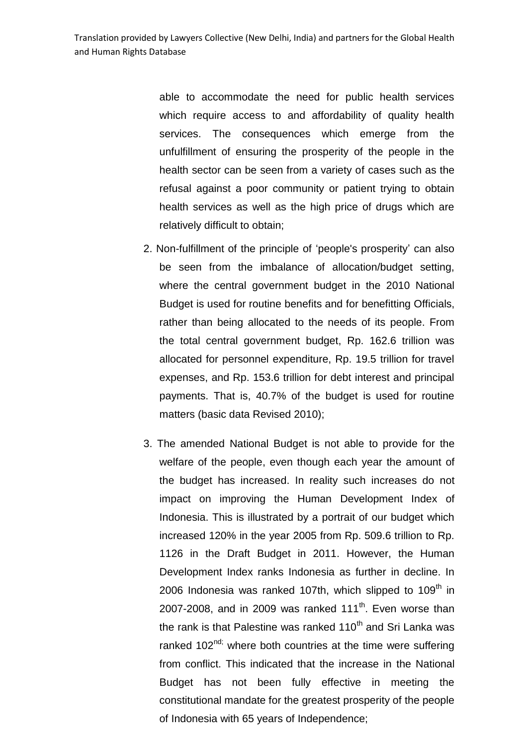able to accommodate the need for public health services which require access to and affordability of quality health services. The consequences which emerge from the unfulfillment of ensuring the prosperity of the people in the health sector can be seen from a variety of cases such as the refusal against a poor community or patient trying to obtain health services as well as the high price of drugs which are relatively difficult to obtain;

2. Non-fulfillment of the principle of 'people's prosperity' can also be seen from the imbalance of allocation/budget setting, where the central government budget in the 2010 National Budget is used for routine benefits and for benefitting Officials, rather than being allocated to the needs of its people. From the total central government budget, Rp. 162.6 trillion was allocated for personnel expenditure, Rp. 19.5 trillion for travel expenses, and Rp. 153.6 trillion for debt interest and principal payments. That is, 40.7% of the budget is used for routine matters (basic data Revised 2010);

3. The amended National Budget is not able to provide for the welfare of the people, even though each year the amount of the budget has increased. In reality such increases do not impact on improving the Human Development Index of Indonesia. This is illustrated by a portrait of our budget which increased 120% in the year 2005 from Rp. 509.6 trillion to Rp. 1126 in the Draft Budget in 2011. However, the Human Development Index ranks Indonesia as further in decline. In 2006 Indonesia was ranked 107th, which slipped to 109th in 2007-2008, and in 2009 was ranked 111th. Even worse than the rank is that Palestine was ranked 110th and Sri Lanka was ranked 102nd; where both countries at the time were suffering from conflict. This indicated that the increase in the National Budget has not been fully effective in meeting the constitutional mandate for the greatest prosperity of the people of Indonesia with 65 years of Independence;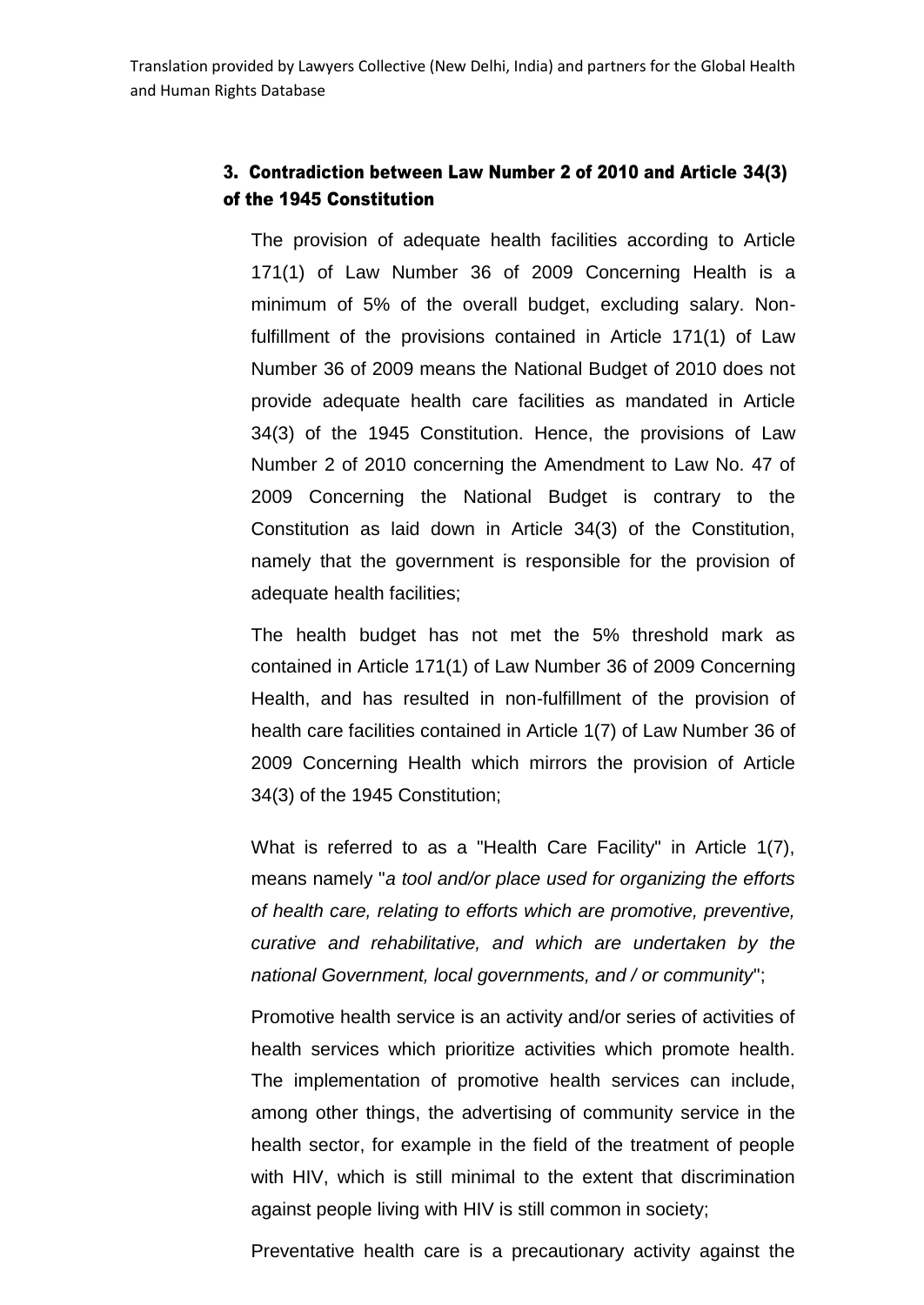### 3. Contradiction between Law Number 2 of 2010 and Article 34(3) of the 1945 Constitution

The provision of adequate health facilities according to Article 171(1) of Law Number 36 of 2009 Concerning Health is a minimum of 5% of the overall budget, excluding salary. Non-fulfillment of the provisions contained in Article 171(1) of Law Number 36 of 2009 means the National Budget of 2010 does not provide adequate health care facilities as mandated in Article 34(3) of the 1945 Constitution. Hence, the provisions of Law Number 2 of 2010 concerning the Amendment to Law No. 47 of 2009 Concerning the National Budget is contrary to the Constitution as laid down in Article 34(3) of the Constitution, namely that the government is responsible for the provision of adequate health facilities;

The health budget has not met the 5% threshold mark as contained in Article 171(1) of Law Number 36 of 2009 Concerning Health, and has resulted in non-fulfillment of the provision of health care facilities contained in Article 1(7) of Law Number 36 of 2009 Concerning Health which mirrors the provision of Article 34(3) of the 1945 Constitution;

What is referred to as a "Health Care Facility" in Article 1(7), means namely "*a tool and/or place used for organizing the efforts of health care, relating to efforts which are promotive, preventive, curative and rehabilitative, and which are undertaken by the national Government, local governments, and / or community*";

Promotive health service is an activity and/or series of activities of health services which prioritize activities which promote health. The implementation of promotive health services can include, among other things, the advertising of community service in the health sector, for example in the field of the treatment of people with HIV, which is still minimal to the extent that discrimination against people living with HIV is still common in society;

Preventative health care is a precautionary activity against the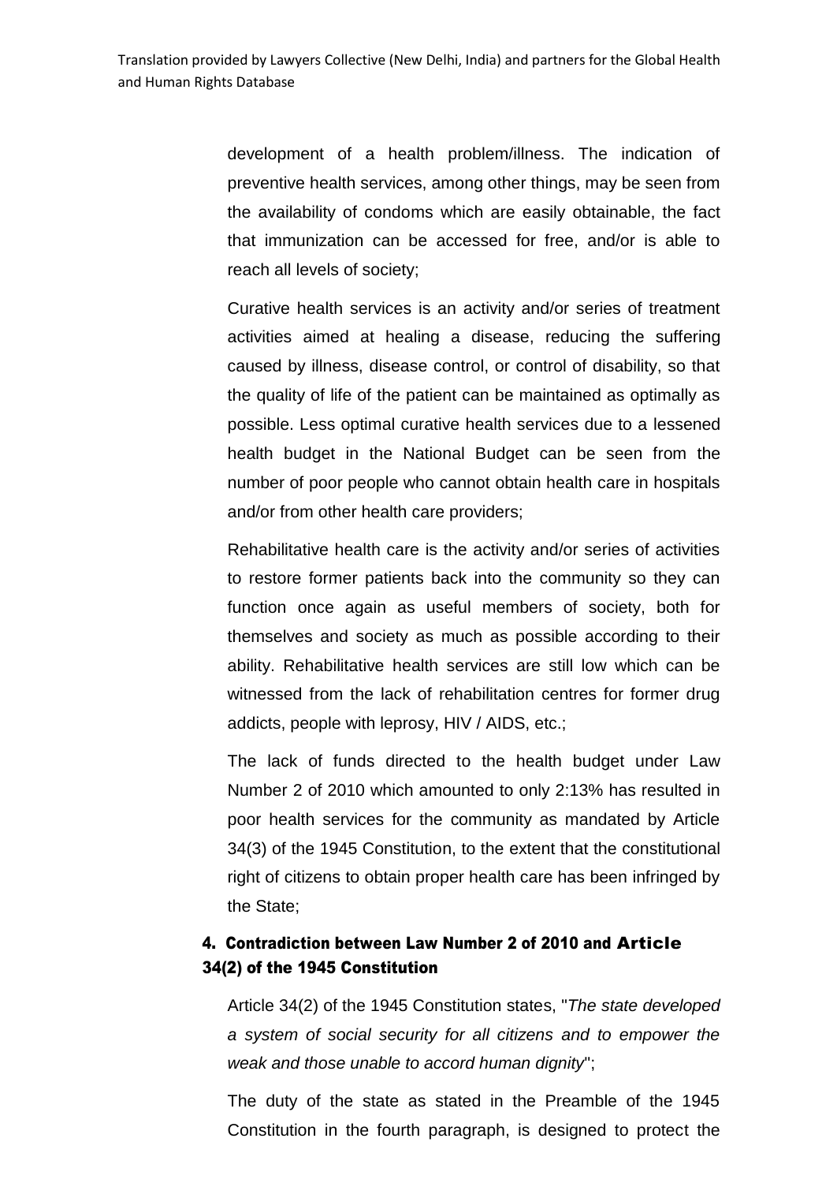development of a health problem/illness. The indication of preventive health services, among other things, may be seen from the availability of condoms which are easily obtainable, the fact that immunization can be accessed for free, and/or is able to reach all levels of society;

Curative health services is an activity and/or series of treatment activities aimed at healing a disease, reducing the suffering caused by illness, disease control, or control of disability, so that the quality of life of the patient can be maintained as optimally as possible. Less optimal curative health services due to a lessened health budget in the National Budget can be seen from the number of poor people who cannot obtain health care in hospitals and/or from other health care providers;

Rehabilitative health care is the activity and/or series of activities to restore former patients back into the community so they can function once again as useful members of society, both for themselves and society as much as possible according to their ability. Rehabilitative health services are still low which can be witnessed from the lack of rehabilitation centres for former drug addicts, people with leprosy, HIV / AIDS, etc.;

The lack of funds directed to the health budget under Law Number 2 of 2010 which amounted to only 2:13% has resulted in poor health services for the community as mandated by Article 34(3) of the 1945 Constitution, to the extent that the constitutional right of citizens to obtain proper health care has been infringed by the State;

### 4. Contradiction between Law Number 2 of 2010 and Article 34(2) of the 1945 Constitution

Article 34(2) of the 1945 Constitution states, "*The state developed a system of social security for all citizens and to empower the weak and those unable to accord human dignity*";

The duty of the state as stated in the Preamble of the 1945 Constitution in the fourth paragraph, is designed to protect the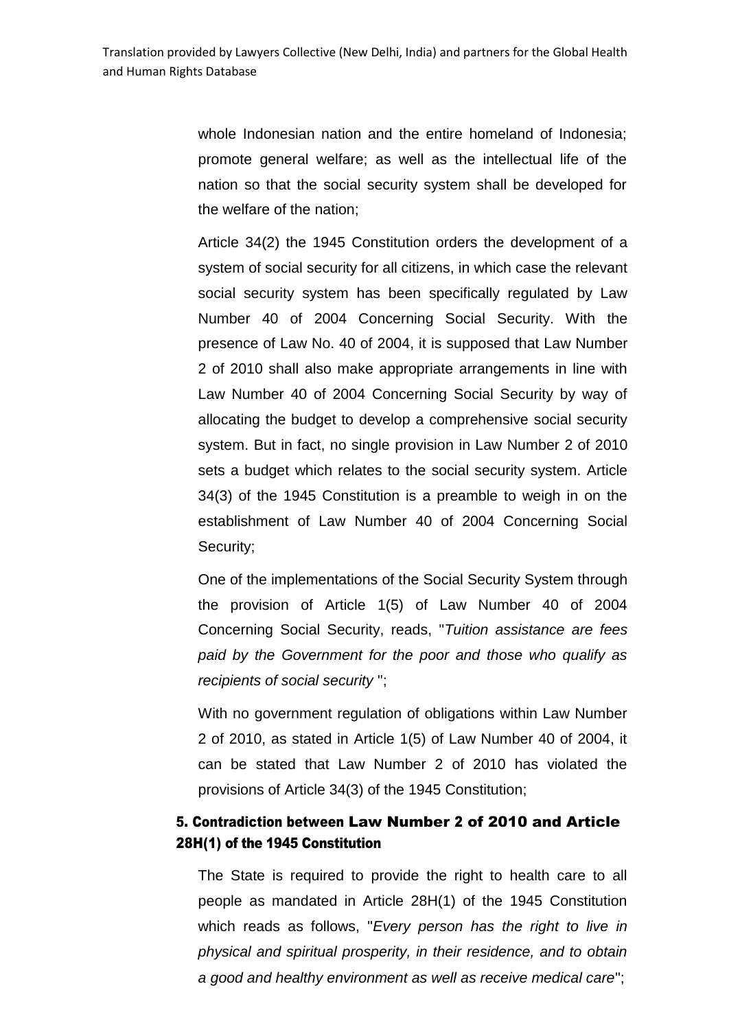whole Indonesian nation and the entire homeland of Indonesia; promote general welfare; as well as the intellectual life of the nation so that the social security system shall be developed for the welfare of the nation;

Article 34(2) the 1945 Constitution orders the development of a system of social security for all citizens, in which case the relevant social security system has been specifically regulated by Law Number 40 of 2004 Concerning Social Security. With the presence of Law No. 40 of 2004, it is supposed that Law Number 2 of 2010 shall also make appropriate arrangements in line with Law Number 40 of 2004 Concerning Social Security by way of allocating the budget to develop a comprehensive social security system. But in fact, no single provision in Law Number 2 of 2010 sets a budget which relates to the social security system. Article 34(3) of the 1945 Constitution is a preamble to weigh in on the establishment of Law Number 40 of 2004 Concerning Social Security;

One of the implementations of the Social Security System through the provision of Article 1(5) of Law Number 40 of 2004 Concerning Social Security, reads, "*Tuition assistance are fees paid by the Government for the poor and those who qualify as recipients of social security* ";

With no government regulation of obligations within Law Number 2 of 2010, as stated in Article 1(5) of Law Number 40 of 2004, it can be stated that Law Number 2 of 2010 has violated the provisions of Article 34(3) of the 1945 Constitution;

### 5. Contradiction between Law Number 2 of 2010 and Article 28H(1) of the 1945 Constitution

The State is required to provide the right to health care to all people as mandated in Article 28H(1) of the 1945 Constitution which reads as follows, "*Every person has the right to live in physical and spiritual prosperity, in their residence, and to obtain a good and healthy environment as well as receive medical care*";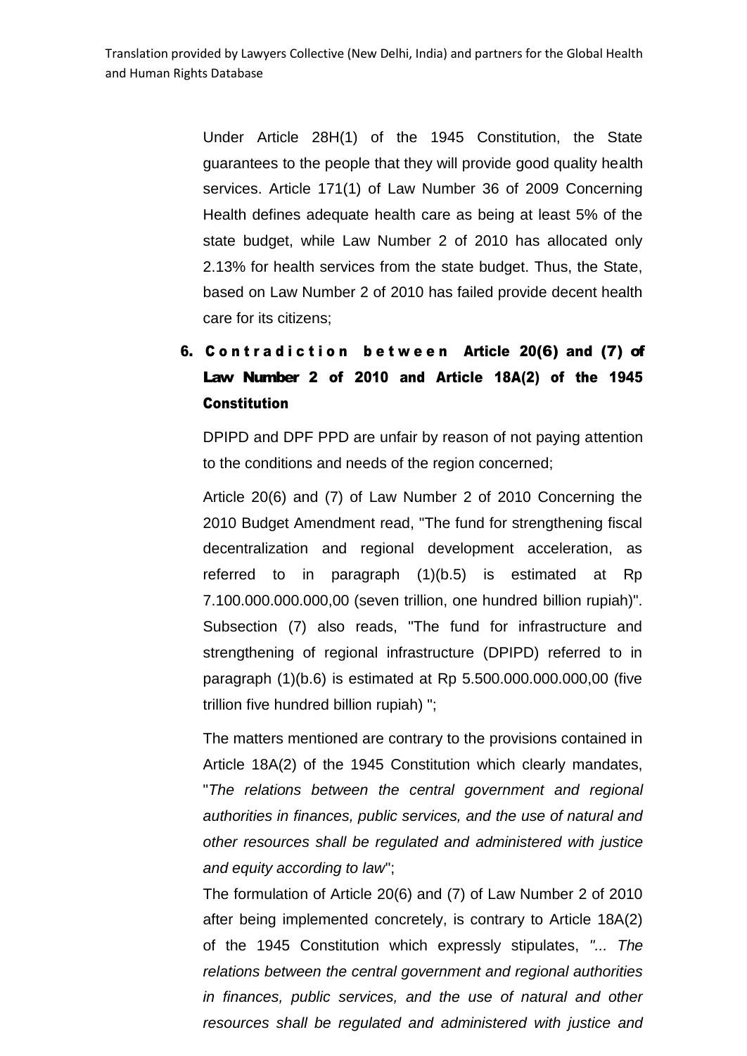Under Article 28H(1) of the 1945 Constitution, the State guarantees to the people that they will provide good quality health services. Article 171(1) of Law Number 36 of 2009 Concerning Health defines adequate health care as being at least 5% of the state budget, while Law Number 2 of 2010 has allocated only 2.13% for health services from the state budget. Thus, the State, based on Law Number 2 of 2010 has failed provide decent health care for its citizens;

## 6. Contradiction between Article 20(6) and (7) of Law Number 2 of 2010 and Article 18A(2) of the 1945 Constitution

DPIPD and DPF PPD are unfair by reason of not paying attention to the conditions and needs of the region concerned;

Article 20(6) and (7) of Law Number 2 of 2010 Concerning the 2010 Budget Amendment read, "The fund for strengthening fiscal decentralization and regional development acceleration, as referred to in paragraph (1)(b.5) is estimated at Rp 7.100.000.000.000,00 (seven trillion, one hundred billion rupiah)". Subsection (7) also reads, "The fund for infrastructure and strengthening of regional infrastructure (DPIPD) referred to in paragraph (1)(b.6) is estimated at Rp 5.500.000.000.000,00 (five trillion five hundred billion rupiah) ";

The matters mentioned are contrary to the provisions contained in Article 18A(2) of the 1945 Constitution which clearly mandates, "*The relations between the central government and regional authorities in finances, public services, and the use of natural and other resources shall be regulated and administered with justice and equity according to law*";

The formulation of Article 20(6) and (7) of Law Number 2 of 2010 after being implemented concretely, is contrary to Article 18A(2) of the 1945 Constitution which expressly stipulates, *"... The relations between the central government and regional authorities in finances, public services, and the use of natural and other resources shall be regulated and administered with justice and*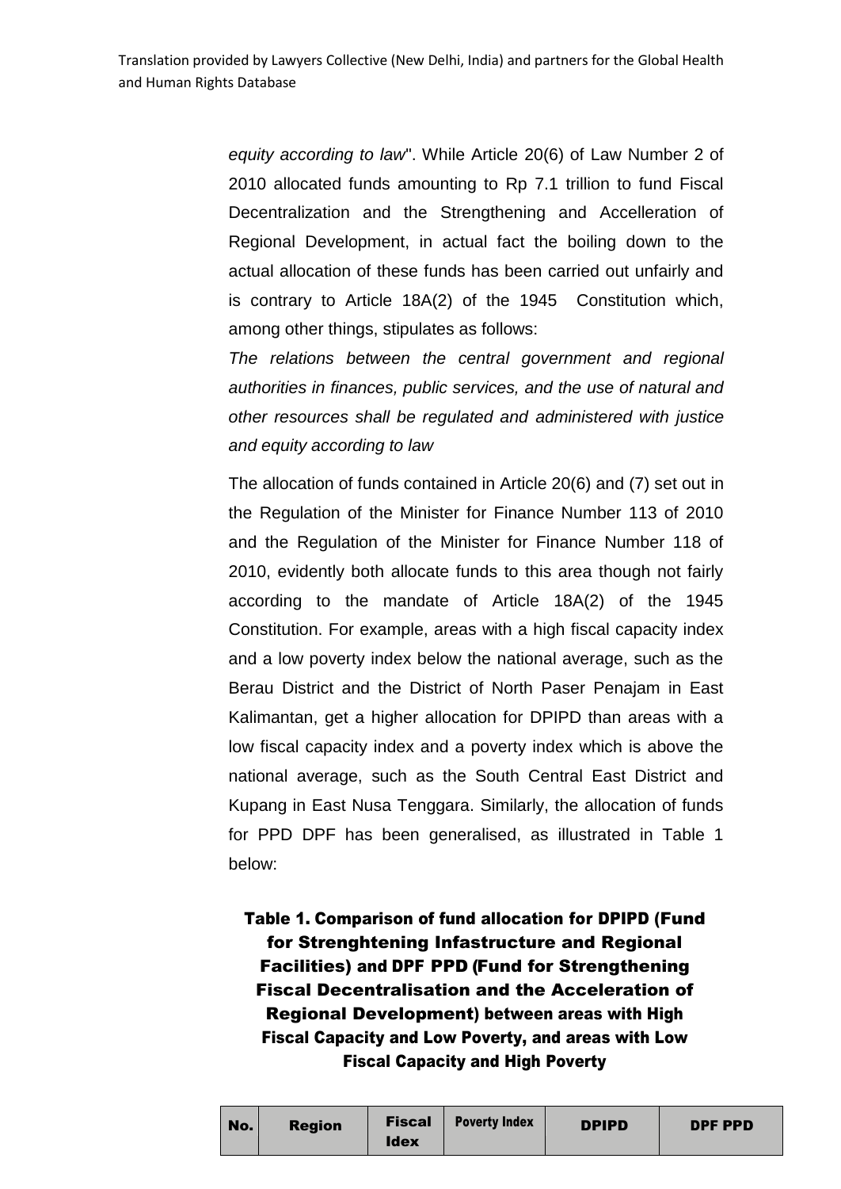*equity according to law*". While Article 20(6) of Law Number 2 of 2010 allocated funds amounting to Rp 7.1 trillion to fund Fiscal Decentralization and the Strengthening and Accelleration of Regional Development, in actual fact the boiling down to the actual allocation of these funds has been carried out unfairly and is contrary to Article 18A(2) of the 1945 Constitution which, among other things, stipulates as follows:

*The relations between the central government and regional authorities in finances, public services, and the use of natural and other resources shall be regulated and administered with justice and equity according to law*

The allocation of funds contained in Article 20(6) and (7) set out in the Regulation of the Minister for Finance Number 113 of 2010 and the Regulation of the Minister for Finance Number 118 of 2010, evidently both allocate funds to this area though not fairly according to the mandate of Article 18A(2) of the 1945 Constitution. For example, areas with a high fiscal capacity index and a low poverty index below the national average, such as the Berau District and the District of North Paser Penajam in East Kalimantan, get a higher allocation for DPIPD than areas with a low fiscal capacity index and a poverty index which is above the national average, such as the South Central East District and Kupang in East Nusa Tenggara. Similarly, the allocation of funds for PPD DPF has been generalised, as illustrated in Table 1 below:

**Table 1. Comparison of fund allocation for DPIPD (Fund for Strenghtening Infastructure and Regional Facilities) and DPF PPD (Fund for Strengthening Fiscal Decentralisation and the Acceleration of Regional Development) between areas with High Fiscal Capacity and Low Poverty, and areas with Low Fiscal Capacity and High Poverty**

| No. | Region | Fiscal Idex | Poverty Index | DPIPD | DPF PPD |
|---|---|---|---|---|---|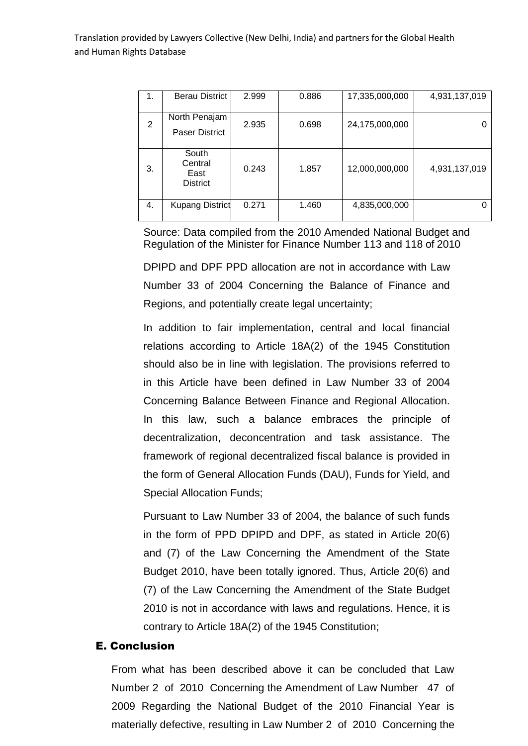| 1. | Berau District | 2.999 | 0.886 | 17,335,000,000 | 4,931,137,019 |
|---|---|---|---|---|---|
| 2 | North Penajam Paser District | 2.935 | 0.698 | 24,175,000,000 | 0 |
| 3. | South Central East District | 0.243 | 1.857 | 12,000,000,000 | 4,931,137,019 |
| 4. | Kupang District | 0.271 | 1.460 | 4,835,000,000 | 0 |

Source: Data compiled from the 2010 Amended National Budget and Regulation of the Minister for Finance Number 113 and 118 of 2010

DPIPD and DPF PPD allocation are not in accordance with Law Number 33 of 2004 Concerning the Balance of Finance and Regions, and potentially create legal uncertainty;

In addition to fair implementation, central and local financial relations according to Article 18A(2) of the 1945 Constitution should also be in line with legislation. The provisions referred to in this Article have been defined in Law Number 33 of 2004 Concerning Balance Between Finance and Regional Allocation. In this law, such a balance embraces the principle of decentralization, deconcentration and task assistance. The framework of regional decentralized fiscal balance is provided in the form of General Allocation Funds (DAU), Funds for Yield, and Special Allocation Funds;

Pursuant to Law Number 33 of 2004, the balance of such funds in the form of PPD DPIPD and DPF, as stated in Article 20(6) and (7) of the Law Concerning the Amendment of the State Budget 2010, have been totally ignored. Thus, Article 20(6) and (7) of the Law Concerning the Amendment of the State Budget 2010 is not in accordance with laws and regulations. Hence, it is contrary to Article 18A(2) of the 1945 Constitution;

## E. Conclusion

From what has been described above it can be concluded that Law Number 2 of 2010 Concerning the Amendment of Law Number 47 of 2009 Regarding the National Budget of the 2010 Financial Year is materially defective, resulting in Law Number 2 of 2010 Concerning the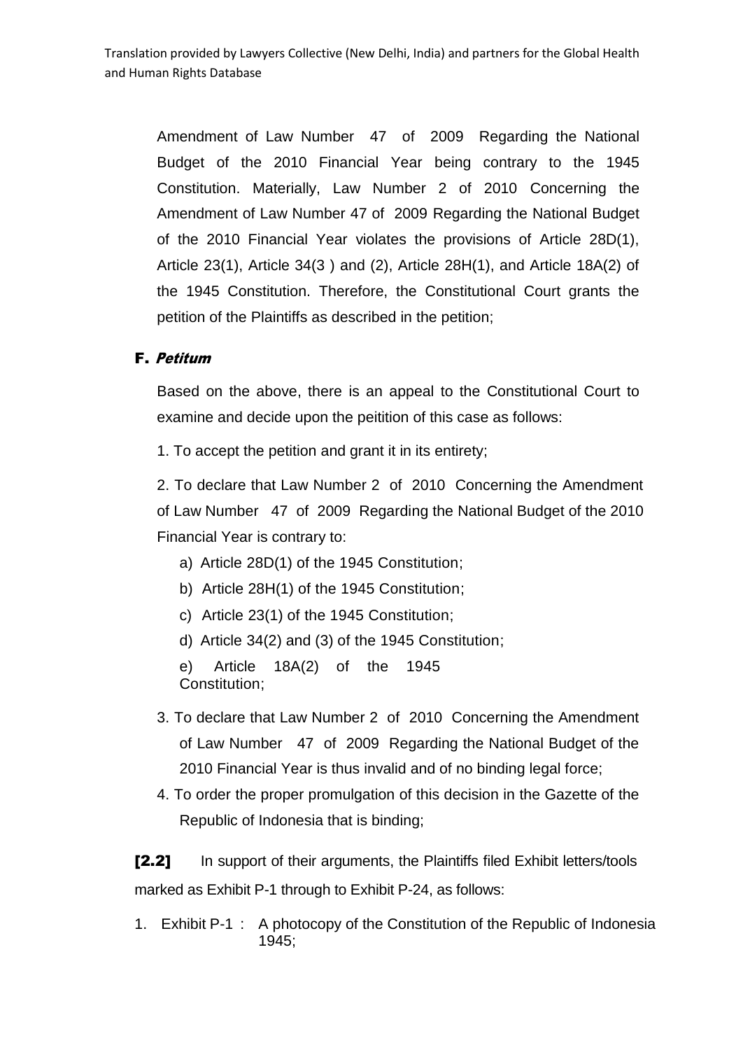Amendment of Law Number 47 of 2009 Regarding the National Budget of the 2010 Financial Year being contrary to the 1945 Constitution. Materially, Law Number 2 of 2010 Concerning the Amendment of Law Number 47 of 2009 Regarding the National Budget of the 2010 Financial Year violates the provisions of Article 28D(1), Article 23(1), Article 34(3 ) and (2), Article 28H(1), and Article 18A(2) of the 1945 Constitution. Therefore, the Constitutional Court grants the petition of the Plaintiffs as described in the petition;

### F. *Petitum*

Based on the above, there is an appeal to the Constitutional Court to examine and decide upon the peitition of this case as follows:

1. To accept the petition and grant it in its entirety;

2. To declare that Law Number 2 of 2010 Concerning the Amendment of Law Number 47 of 2009 Regarding the National Budget of the 2010 Financial Year is contrary to:
   a) Article 28D(1) of the 1945 Constitution;
   b) Article 28H(1) of the 1945 Constitution;
   c) Article 23(1) of the 1945 Constitution;
   d) Article 34(2) and (3) of the 1945 Constitution;
   e) Article 18A(2) of the 1945 Constitution;

3. To declare that Law Number 2 of 2010 Concerning the Amendment of Law Number 47 of 2009 Regarding the National Budget of the 2010 Financial Year is thus invalid and of no binding legal force;

4. To order the proper promulgation of this decision in the Gazette of the Republic of Indonesia that is binding;

**[2.2]** In support of their arguments, the Plaintiffs filed Exhibit letters/tools marked as Exhibit P-1 through to Exhibit P-24, as follows:

1. Exhibit P-1 : A photocopy of the Constitution of the Republic of Indonesia 1945;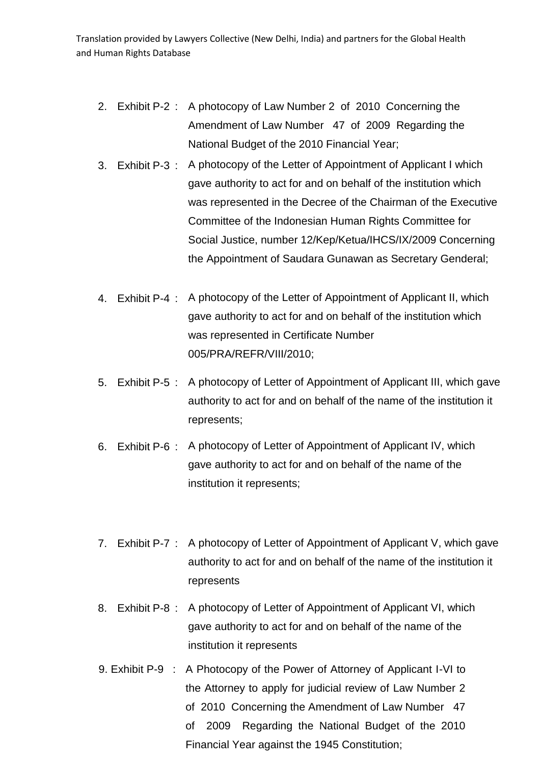2. Exhibit P-2 : A photocopy of Law Number 2 of 2010 Concerning the Amendment of Law Number 47 of 2009 Regarding the National Budget of the 2010 Financial Year;
3. Exhibit P-3 : A photocopy of the Letter of Appointment of Applicant I which gave authority to act for and on behalf of the institution which was represented in the Decree of the Chairman of the Executive Committee of the Indonesian Human Rights Committee for Social Justice, number 12/Kep/Ketua/IHCS/IX/2009 Concerning the Appointment of Saudara Gunawan as Secretary Genderal;
4. Exhibit P-4 : A photocopy of the Letter of Appointment of Applicant II, which gave authority to act for and on behalf of the institution which was represented in Certificate Number 005/PRA/REFR/VIII/2010;
5. Exhibit P-5 : A photocopy of Letter of Appointment of Applicant III, which gave authority to act for and on behalf of the name of the institution it represents;
6. Exhibit P-6 : A photocopy of Letter of Appointment of Applicant IV, which gave authority to act for and on behalf of the name of the institution it represents;
7. Exhibit P-7 : A photocopy of Letter of Appointment of Applicant V, which gave authority to act for and on behalf of the name of the institution it represents
8. Exhibit P-8 : A photocopy of Letter of Appointment of Applicant VI, which gave authority to act for and on behalf of the name of the institution it represents
9. Exhibit P-9 : A Photocopy of the Power of Attorney of Applicant I-VI to the Attorney to apply for judicial review of Law Number 2 of 2010 Concerning the Amendment of Law Number 47 of 2009 Regarding the National Budget of the 2010 Financial Year against the 1945 Constitution;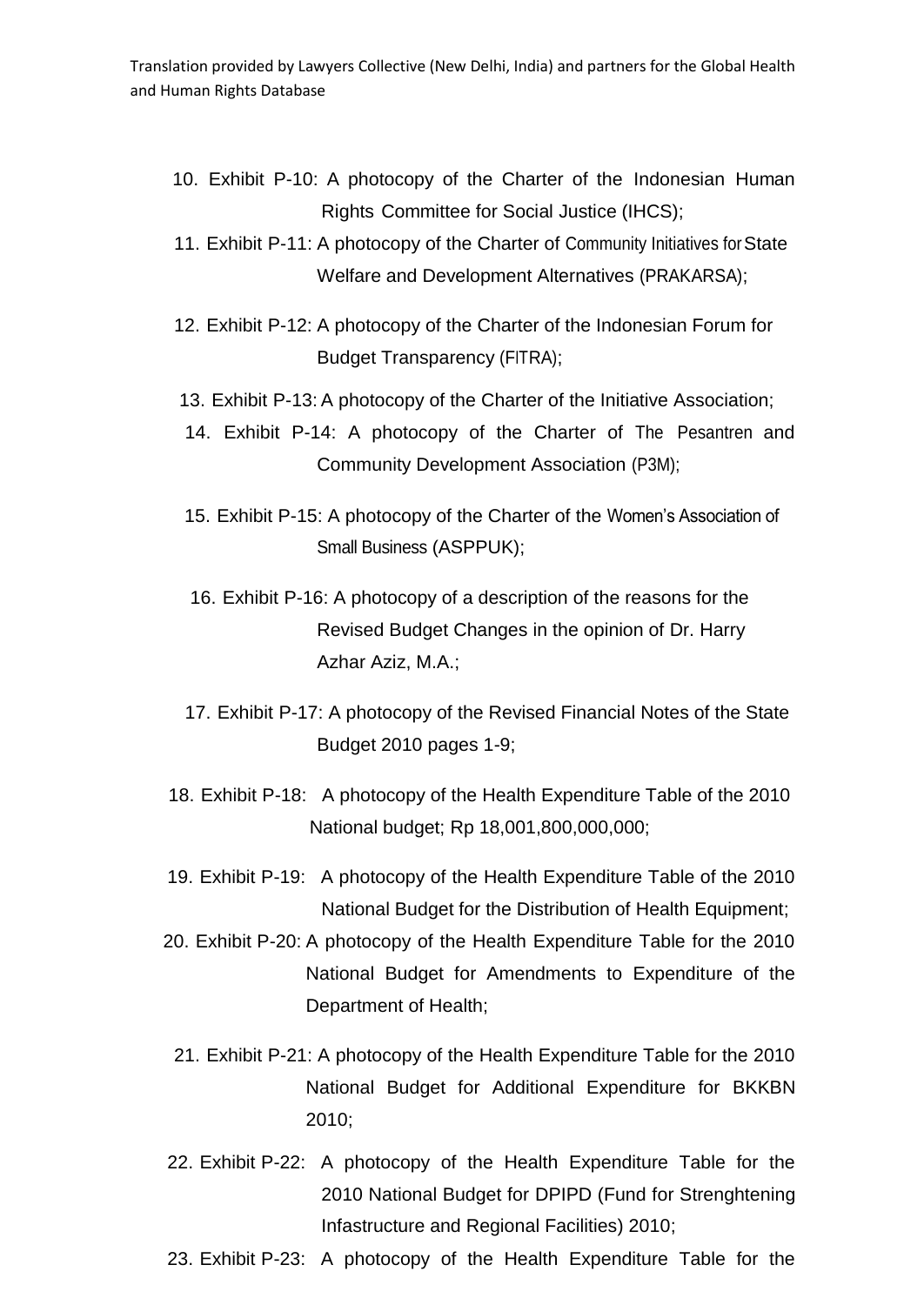10. Exhibit P-10: A photocopy of the Charter of the Indonesian Human Rights Committee for Social Justice (IHCS);
11. Exhibit P-11: A photocopy of the Charter of Community Initiatives for State Welfare and Development Alternatives (PRAKARSA);
12. Exhibit P-12: A photocopy of the Charter of the Indonesian Forum for Budget Transparency (FITRA);
13. Exhibit P-13: A photocopy of the Charter of the Initiative Association;
14. Exhibit P-14: A photocopy of the Charter of The Pesantren and Community Development Association (P3M);
15. Exhibit P-15: A photocopy of the Charter of the Women's Association of Small Business (ASPPUK);
16. Exhibit P-16: A photocopy of a description of the reasons for the Revised Budget Changes in the opinion of Dr. Harry Azhar Aziz, M.A.;
17. Exhibit P-17: A photocopy of the Revised Financial Notes of the State Budget 2010 pages 1-9;
18. Exhibit P-18: A photocopy of the Health Expenditure Table of the 2010 National budget; Rp 18,001,800,000,000;
19. Exhibit P-19: A photocopy of the Health Expenditure Table of the 2010 National Budget for the Distribution of Health Equipment;
20. Exhibit P-20: A photocopy of the Health Expenditure Table for the 2010 National Budget for Amendments to Expenditure of the Department of Health;
21. Exhibit P-21: A photocopy of the Health Expenditure Table for the 2010 National Budget for Additional Expenditure for BKKBN 2010;
22. Exhibit P-22: A photocopy of the Health Expenditure Table for the 2010 National Budget for DPIPD (Fund for Strenghtening Infastructure and Regional Facilities) 2010;
23. Exhibit P-23: A photocopy of the Health Expenditure Table for the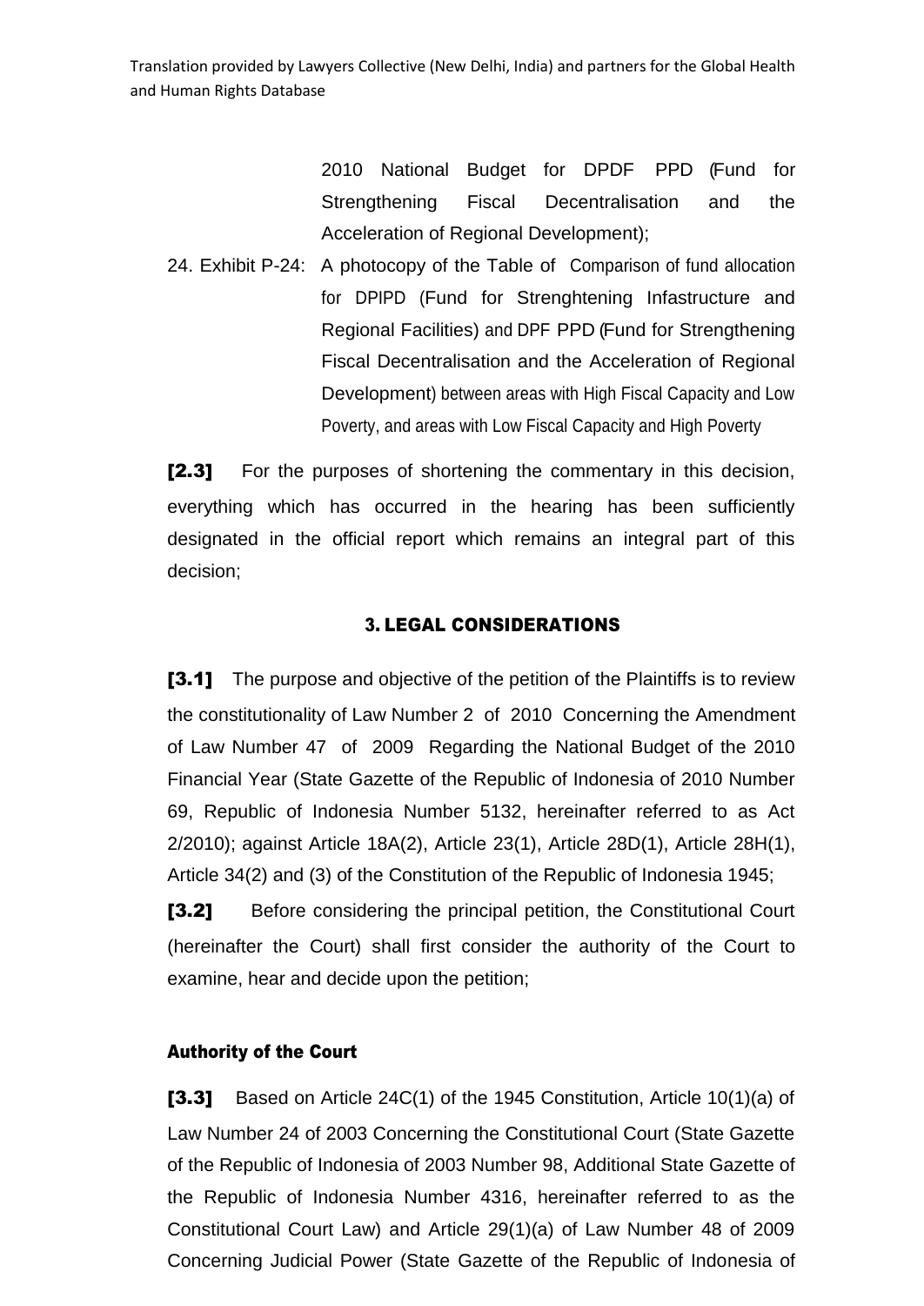2010 National Budget for DPDF PPD (Fund for Strengthening Fiscal Decentralisation and the Acceleration of Regional Development);

24. Exhibit P-24: A photocopy of the Table of Comparison of fund allocation for DPIPD (Fund for Strenghtening Infastructure and Regional Facilities) and DPF PPD (Fund for Strengthening Fiscal Decentralisation and the Acceleration of Regional Development) between areas with High Fiscal Capacity and Low Poverty, and areas with Low Fiscal Capacity and High Poverty

**[2.3]** For the purposes of shortening the commentary in this decision, everything which has occurred in the hearing has been sufficiently designated in the official report which remains an integral part of this decision;

## 3. LEGAL CONSIDERATIONS

**[3.1]** The purpose and objective of the petition of the Plaintiffs is to review the constitutionality of Law Number 2 of 2010 Concerning the Amendment of Law Number 47 of 2009 Regarding the National Budget of the 2010 Financial Year (State Gazette of the Republic of Indonesia of 2010 Number 69, Republic of Indonesia Number 5132, hereinafter referred to as Act 2/2010); against Article 18A(2), Article 23(1), Article 28D(1), Article 28H(1), Article 34(2) and (3) of the Constitution of the Republic of Indonesia 1945;

**[3.2]** Before considering the principal petition, the Constitutional Court (hereinafter the Court) shall first consider the authority of the Court to examine, hear and decide upon the petition;

### Authority of the Court

**[3.3]** Based on Article 24C(1) of the 1945 Constitution, Article 10(1)(a) of Law Number 24 of 2003 Concerning the Constitutional Court (State Gazette of the Republic of Indonesia of 2003 Number 98, Additional State Gazette of the Republic of Indonesia Number 4316, hereinafter referred to as the Constitutional Court Law) and Article 29(1)(a) of Law Number 48 of 2009 Concerning Judicial Power (State Gazette of the Republic of Indonesia of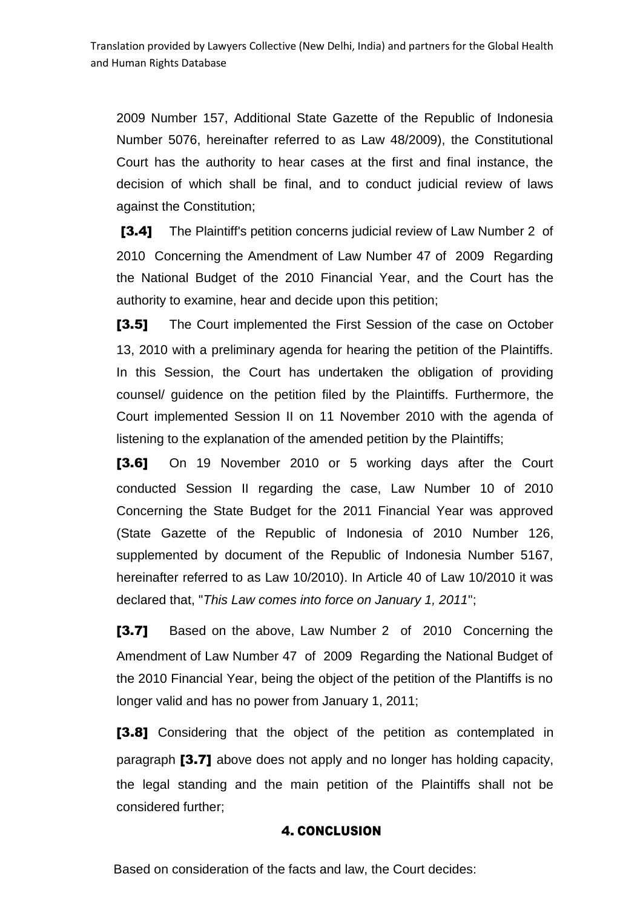2009 Number 157, Additional State Gazette of the Republic of Indonesia Number 5076, hereinafter referred to as Law 48/2009), the Constitutional Court has the authority to hear cases at the first and final instance, the decision of which shall be final, and to conduct judicial review of laws against the Constitution;

**[3.4]** The Plaintiff's petition concerns judicial review of Law Number 2 of 2010 Concerning the Amendment of Law Number 47 of 2009 Regarding the National Budget of the 2010 Financial Year, and the Court has the authority to examine, hear and decide upon this petition;

**[3.5]** The Court implemented the First Session of the case on October 13, 2010 with a preliminary agenda for hearing the petition of the Plaintiffs. In this Session, the Court has undertaken the obligation of providing counsel/ guidence on the petition filed by the Plaintiffs. Furthermore, the Court implemented Session II on 11 November 2010 with the agenda of listening to the explanation of the amended petition by the Plaintiffs;

**[3.6]** On 19 November 2010 or 5 working days after the Court conducted Session II regarding the case, Law Number 10 of 2010 Concerning the State Budget for the 2011 Financial Year was approved (State Gazette of the Republic of Indonesia of 2010 Number 126, supplemented by document of the Republic of Indonesia Number 5167, hereinafter referred to as Law 10/2010). In Article 40 of Law 10/2010 it was declared that, "*This Law comes into force on January 1, 2011*";

**[3.7]** Based on the above, Law Number 2 of 2010 Concerning the Amendment of Law Number 47 of 2009 Regarding the National Budget of the 2010 Financial Year, being the object of the petition of the Plantiffs is no longer valid and has no power from January 1, 2011;

**[3.8]** Considering that the object of the petition as contemplated in paragraph **[3.7]** above does not apply and no longer has holding capacity, the legal standing and the main petition of the Plaintiffs shall not be considered further;

## 4. CONCLUSION

Based on consideration of the facts and law, the Court decides: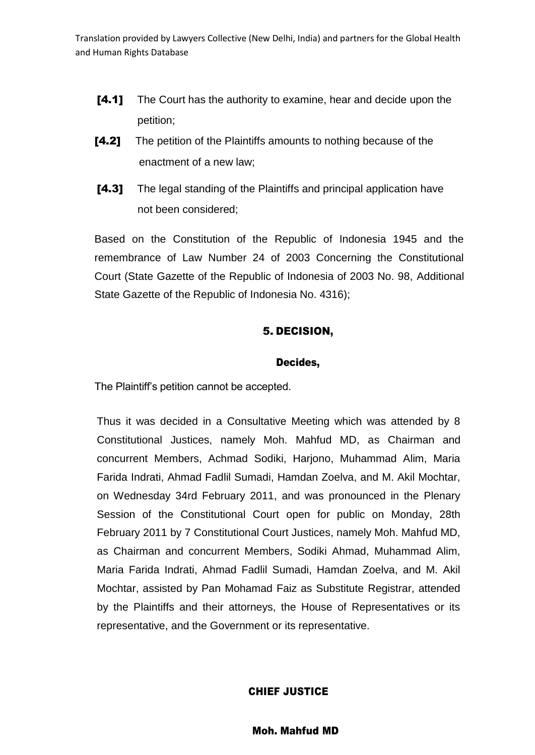**[4.1]** The Court has the authority to examine, hear and decide upon the petition;

**[4.2]** The petition of the Plaintiffs amounts to nothing because of the enactment of a new law;

**[4.3]** The legal standing of the Plaintiffs and principal application have not been considered;

Based on the Constitution of the Republic of Indonesia 1945 and the remembrance of Law Number 24 of 2003 Concerning the Constitutional Court (State Gazette of the Republic of Indonesia of 2003 No. 98, Additional State Gazette of the Republic of Indonesia No. 4316);

## 5. DECISION,

**Decides,**

The Plaintiff's petition cannot be accepted.

Thus it was decided in a Consultative Meeting which was attended by 8 Constitutional Justices, namely Moh. Mahfud MD, as Chairman and concurrent Members, Achmad Sodiki, Harjono, Muhammad Alim, Maria Farida Indrati, Ahmad Fadlil Sumadi, Hamdan Zoelva, and M. Akil Mochtar, on Wednesday 34rd February 2011, and was pronounced in the Plenary Session of the Constitutional Court open for public on Monday, 28th February 2011 by 7 Constitutional Court Justices, namely Moh. Mahfud MD, as Chairman and concurrent Members, Sodiki Ahmad, Muhammad Alim, Maria Farida Indrati, Ahmad Fadlil Sumadi, Hamdan Zoelva, and M. Akil Mochtar, assisted by Pan Mohamad Faiz as Substitute Registrar, attended by the Plaintiffs and their attorneys, the House of Representatives or its representative, and the Government or its representative.

**CHIEF JUSTICE**

**Moh. Mahfud MD**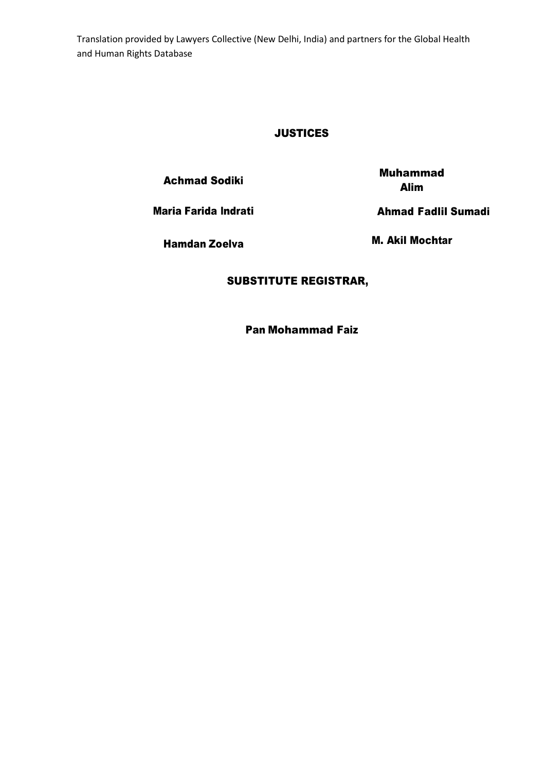Translation provided by Lawyers Collective (New Delhi, India) and partners for the Global Health and Human Rights Database

**JUSTICES**

**Achmad Sodiki**

**Muhammad Alim**

**Maria Farida Indrati**

**Ahmad Fadlil Sumadi**

**Hamdan Zoelva**

**M. Akil Mochtar**

**SUBSTITUTE REGISTRAR,**

**Pan Mohammad Faiz**